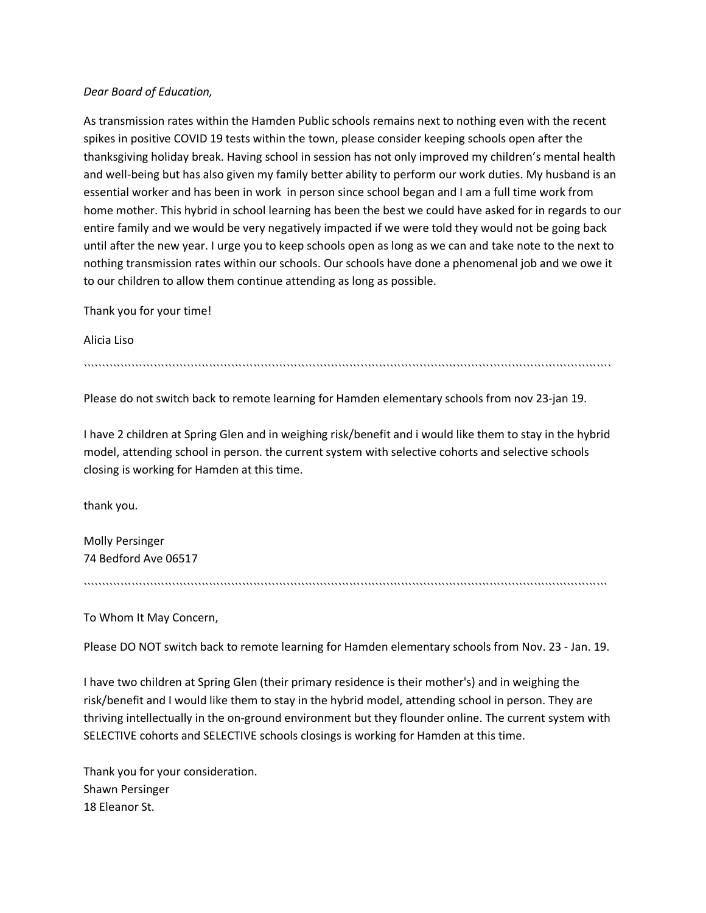*Dear Board of Education,*

As transmission rates within the Hamden Public schools remains next to nothing even with the recent spikes in positive COVID 19 tests within the town, please consider keeping schools open after the thanksgiving holiday break. Having school in session has not only improved my children's mental health and well-being but has also given my family better ability to perform our work duties. My husband is an essential worker and has been in work in person since school began and I am a full time work from home mother. This hybrid in school learning has been the best we could have asked for in regards to our entire family and we would be very negatively impacted if we were told they would not be going back until after the new year. I urge you to keep schools open as long as we can and take note to the next to nothing transmission rates within our schools. Our schools have done a phenomenal job and we owe it to our children to allow them continue attending as long as possible.

Thank you for your time!

Alicia Liso

````````````````````````````````````````````````````````````````````````````````````````````````````````````````````````````````````````

Please do not switch back to remote learning for Hamden elementary schools from nov 23-jan 19.

I have 2 children at Spring Glen and in weighing risk/benefit and i would like them to stay in the hybrid model, attending school in person. the current system with selective cohorts and selective schools closing is working for Hamden at this time.

thank you.

Molly Persinger
74 Bedford Ave 06517

````````````````````````````````````````````````````````````````````````````````````````````````````````````````````````````````````````

To Whom It May Concern,

Please DO NOT switch back to remote learning for Hamden elementary schools from Nov. 23 - Jan. 19.

I have two children at Spring Glen (their primary residence is their mother's) and in weighing the risk/benefit and I would like them to stay in the hybrid model, attending school in person. They are thriving intellectually in the on-ground environment but they flounder online. The current system with SELECTIVE cohorts and SELECTIVE schools closings is working for Hamden at this time.

Thank you for your consideration.
Shawn Persinger
18 Eleanor St.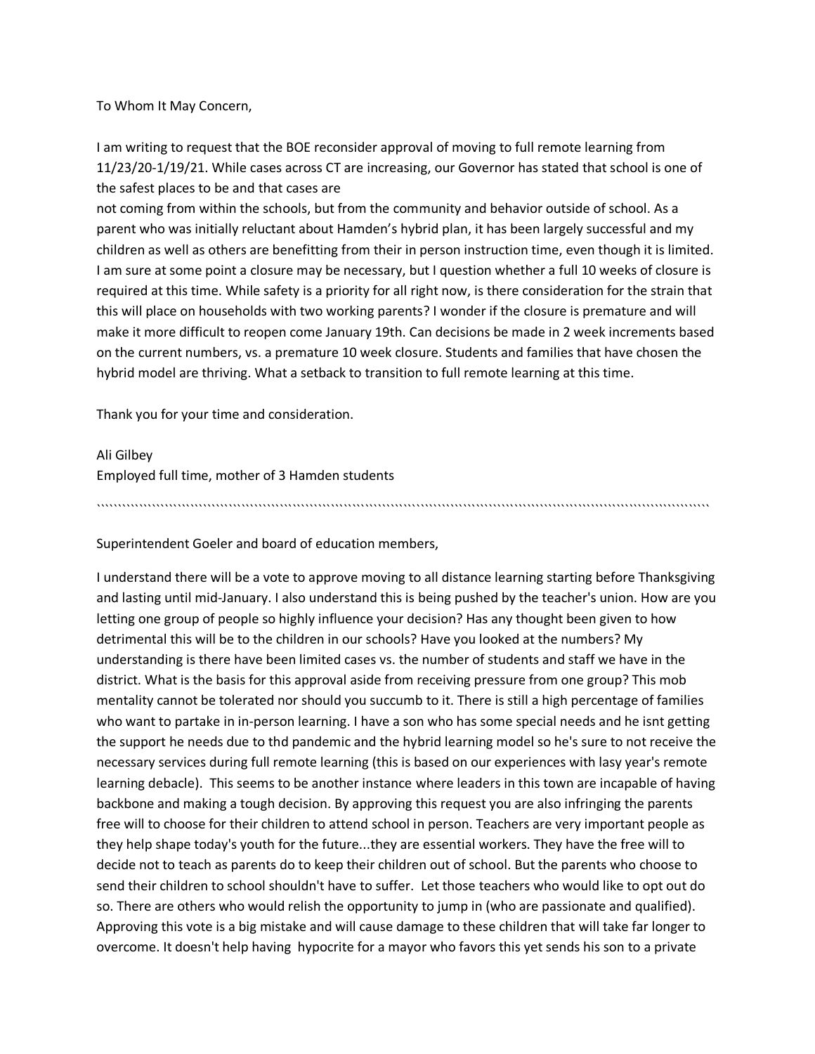To Whom It May Concern,

I am writing to request that the BOE reconsider approval of moving to full remote learning from 11/23/20-1/19/21. While cases across CT are increasing, our Governor has stated that school is one of the safest places to be and that cases are
not coming from within the schools, but from the community and behavior outside of school. As a parent who was initially reluctant about Hamden's hybrid plan, it has been largely successful and my children as well as others are benefitting from their in person instruction time, even though it is limited. I am sure at some point a closure may be necessary, but I question whether a full 10 weeks of closure is required at this time. While safety is a priority for all right now, is there consideration for the strain that this will place on households with two working parents? I wonder if the closure is premature and will make it more difficult to reopen come January 19th. Can decisions be made in 2 week increments based on the current numbers, vs. a premature 10 week closure. Students and families that have chosen the hybrid model are thriving. What a setback to transition to full remote learning at this time.

Thank you for your time and consideration.

Ali Gilbey
Employed full time, mother of 3 Hamden students

`````````````````````````````````````````````````````````````````````````````````````````````````````````````````````````````````````````````

Superintendent Goeler and board of education members,

I understand there will be a vote to approve moving to all distance learning starting before Thanksgiving and lasting until mid-January. I also understand this is being pushed by the teacher's union. How are you letting one group of people so highly influence your decision? Has any thought been given to how detrimental this will be to the children in our schools? Have you looked at the numbers? My understanding is there have been limited cases vs. the number of students and staff we have in the district. What is the basis for this approval aside from receiving pressure from one group? This mob mentality cannot be tolerated nor should you succumb to it. There is still a high percentage of families who want to partake in in-person learning. I have a son who has some special needs and he isnt getting the support he needs due to thd pandemic and the hybrid learning model so he's sure to not receive the necessary services during full remote learning (this is based on our experiences with lasy year's remote learning debacle). This seems to be another instance where leaders in this town are incapable of having backbone and making a tough decision. By approving this request you are also infringing the parents free will to choose for their children to attend school in person. Teachers are very important people as they help shape today's youth for the future...they are essential workers. They have the free will to decide not to teach as parents do to keep their children out of school. But the parents who choose to send their children to school shouldn't have to suffer. Let those teachers who would like to opt out do so. There are others who would relish the opportunity to jump in (who are passionate and qualified). Approving this vote is a big mistake and will cause damage to these children that will take far longer to overcome. It doesn't help having hypocrite for a mayor who favors this yet sends his son to a private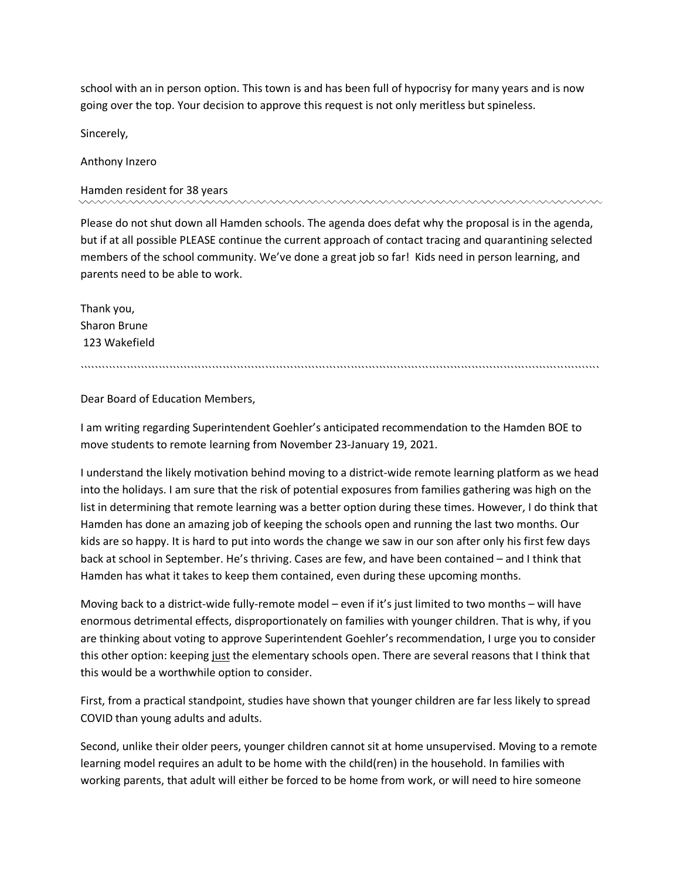school with an in person option. This town is and has been full of hypocrisy for many years and is now going over the top. Your decision to approve this request is not only meritless but spineless.

Sincerely,

Anthony Inzero

Hamden resident for 38 years

---

Please do not shut down all Hamden schools. The agenda does defat why the proposal is in the agenda, but if at all possible PLEASE continue the current approach of contact tracing and quarantining selected members of the school community. We've done a great job so far! Kids need in person learning, and parents need to be able to work.

Thank you,
Sharon Brune
123 Wakefield

---

Dear Board of Education Members,

I am writing regarding Superintendent Goehler's anticipated recommendation to the Hamden BOE to move students to remote learning from November 23-January 19, 2021.

I understand the likely motivation behind moving to a district-wide remote learning platform as we head into the holidays. I am sure that the risk of potential exposures from families gathering was high on the list in determining that remote learning was a better option during these times. However, I do think that Hamden has done an amazing job of keeping the schools open and running the last two months. Our kids are so happy. It is hard to put into words the change we saw in our son after only his first few days back at school in September. He's thriving. Cases are few, and have been contained – and I think that Hamden has what it takes to keep them contained, even during these upcoming months.

Moving back to a district-wide fully-remote model – even if it's just limited to two months – will have enormous detrimental effects, disproportionately on families with younger children. That is why, if you are thinking about voting to approve Superintendent Goehler's recommendation, I urge you to consider this other option: keeping just the elementary schools open. There are several reasons that I think that this would be a worthwhile option to consider.

First, from a practical standpoint, studies have shown that younger children are far less likely to spread COVID than young adults and adults.

Second, unlike their older peers, younger children cannot sit at home unsupervised. Moving to a remote learning model requires an adult to be home with the child(ren) in the household. In families with working parents, that adult will either be forced to be home from work, or will need to hire someone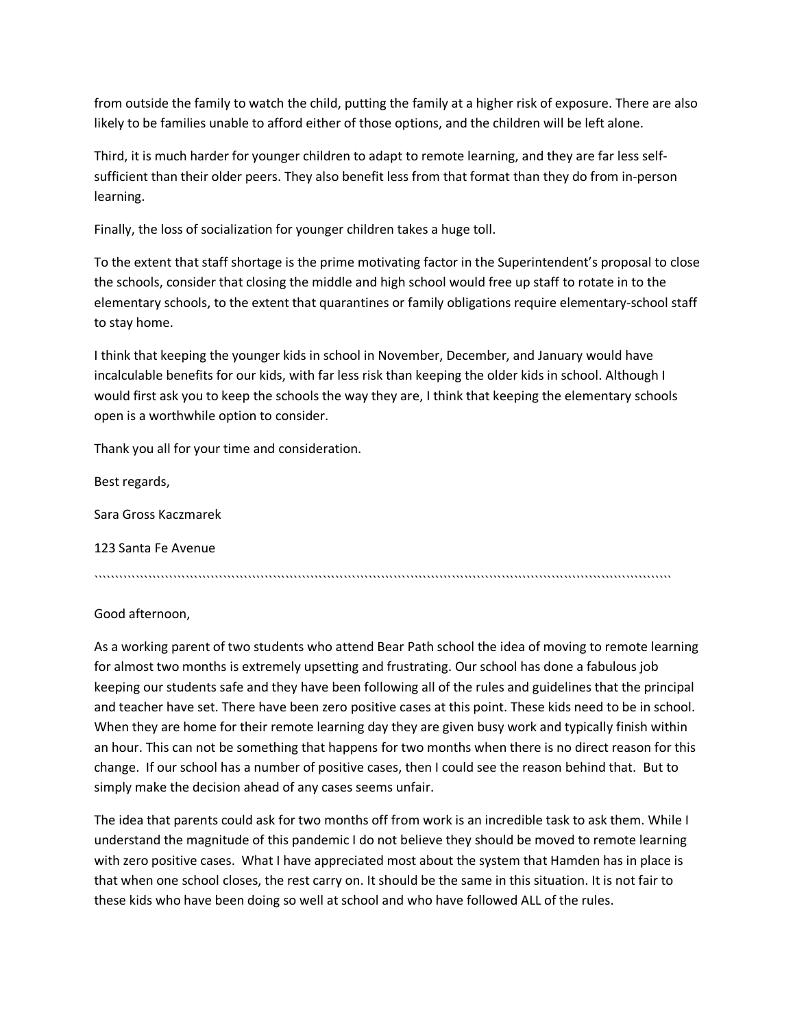from outside the family to watch the child, putting the family at a higher risk of exposure. There are also likely to be families unable to afford either of those options, and the children will be left alone.

Third, it is much harder for younger children to adapt to remote learning, and they are far less self-sufficient than their older peers. They also benefit less from that format than they do from in-person learning.

Finally, the loss of socialization for younger children takes a huge toll.

To the extent that staff shortage is the prime motivating factor in the Superintendent's proposal to close the schools, consider that closing the middle and high school would free up staff to rotate in to the elementary schools, to the extent that quarantines or family obligations require elementary-school staff to stay home.

I think that keeping the younger kids in school in November, December, and January would have incalculable benefits for our kids, with far less risk than keeping the older kids in school. Although I would first ask you to keep the schools the way they are, I think that keeping the elementary schools open is a worthwhile option to consider.

Thank you all for your time and consideration.

Best regards,

Sara Gross Kaczmarek

123 Santa Fe Avenue

\`\`\`\`\`\`\`\`\`\`\`\`\`\`\`\`\`\`\`\`\`\`\`\`\`\`\`\`\`\`\`\`\`\`\`\`\`\`\`\`\`\`\`\`\`\`\`\`\`\`\`\`\`\`\`\`\`\`\`\`\`\`\`\`

Good afternoon,

As a working parent of two students who attend Bear Path school the idea of moving to remote learning for almost two months is extremely upsetting and frustrating. Our school has done a fabulous job keeping our students safe and they have been following all of the rules and guidelines that the principal and teacher have set. There have been zero positive cases at this point. These kids need to be in school. When they are home for their remote learning day they are given busy work and typically finish within an hour. This can not be something that happens for two months when there is no direct reason for this change. If our school has a number of positive cases, then I could see the reason behind that. But to simply make the decision ahead of any cases seems unfair.

The idea that parents could ask for two months off from work is an incredible task to ask them. While I understand the magnitude of this pandemic I do not believe they should be moved to remote learning with zero positive cases. What I have appreciated most about the system that Hamden has in place is that when one school closes, the rest carry on. It should be the same in this situation. It is not fair to these kids who have been doing so well at school and who have followed ALL of the rules.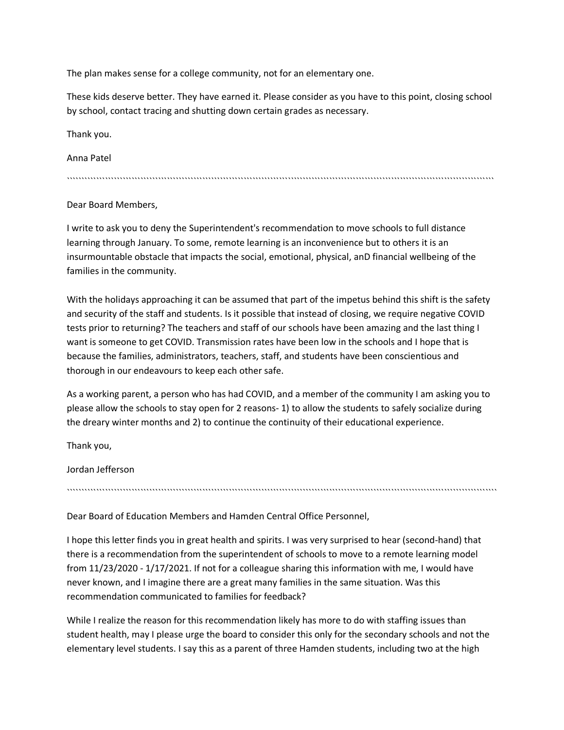The plan makes sense for a college community, not for an elementary one.

These kids deserve better. They have earned it. Please consider as you have to this point, closing school by school, contact tracing and shutting down certain grades as necessary.

Thank you.

Anna Patel

````````````````````````````````````````````````````````````````````````````````````````````````````````````````````````````````````````````

Dear Board Members,

I write to ask you to deny the Superintendent's recommendation to move schools to full distance learning through January. To some, remote learning is an inconvenience but to others it is an insurmountable obstacle that impacts the social, emotional, physical, anD financial wellbeing of the families in the community.

With the holidays approaching it can be assumed that part of the impetus behind this shift is the safety and security of the staff and students. Is it possible that instead of closing, we require negative COVID tests prior to returning? The teachers and staff of our schools have been amazing and the last thing I want is someone to get COVID. Transmission rates have been low in the schools and I hope that is because the families, administrators, teachers, staff, and students have been conscientious and thorough in our endeavours to keep each other safe.

As a working parent, a person who has had COVID, and a member of the community I am asking you to please allow the schools to stay open for 2 reasons- 1) to allow the students to safely socialize during the dreary winter months and 2) to continue the continuity of their educational experience.

Thank you,

Jordan Jefferson

````````````````````````````````````````````````````````````````````````````````````````````````````````````````````````````````````````````

Dear Board of Education Members and Hamden Central Office Personnel,

I hope this letter finds you in great health and spirits. I was very surprised to hear (second-hand) that there is a recommendation from the superintendent of schools to move to a remote learning model from 11/23/2020 - 1/17/2021. If not for a colleague sharing this information with me, I would have never known, and I imagine there are a great many families in the same situation. Was this recommendation communicated to families for feedback?

While I realize the reason for this recommendation likely has more to do with staffing issues than student health, may I please urge the board to consider this only for the secondary schools and not the elementary level students. I say this as a parent of three Hamden students, including two at the high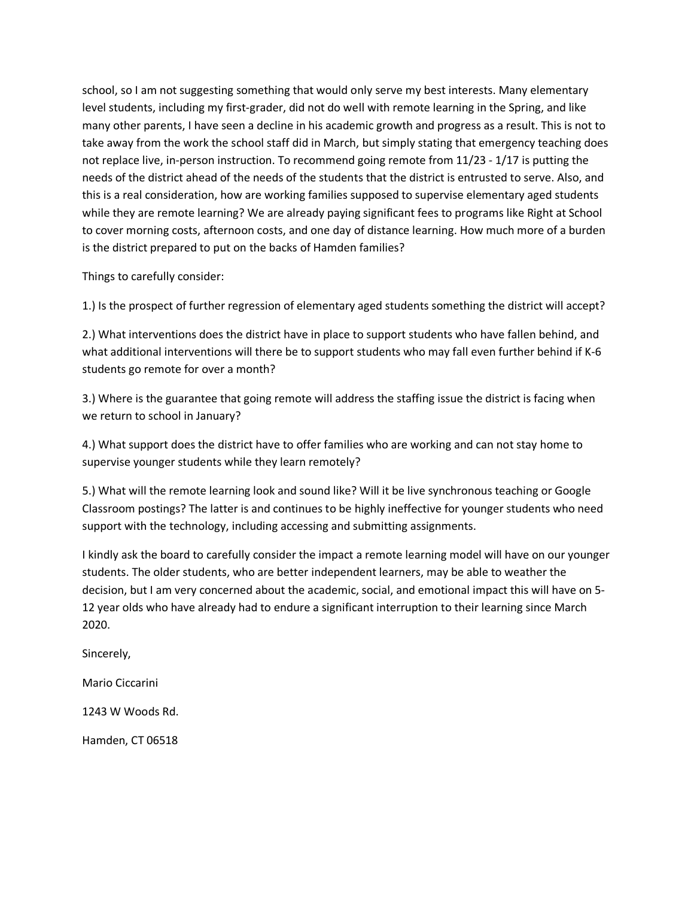school, so I am not suggesting something that would only serve my best interests. Many elementary level students, including my first-grader, did not do well with remote learning in the Spring, and like many other parents, I have seen a decline in his academic growth and progress as a result. This is not to take away from the work the school staff did in March, but simply stating that emergency teaching does not replace live, in-person instruction. To recommend going remote from 11/23 - 1/17 is putting the needs of the district ahead of the needs of the students that the district is entrusted to serve. Also, and this is a real consideration, how are working families supposed to supervise elementary aged students while they are remote learning? We are already paying significant fees to programs like Right at School to cover morning costs, afternoon costs, and one day of distance learning. How much more of a burden is the district prepared to put on the backs of Hamden families?

Things to carefully consider:

1.) Is the prospect of further regression of elementary aged students something the district will accept?

2.) What interventions does the district have in place to support students who have fallen behind, and what additional interventions will there be to support students who may fall even further behind if K-6 students go remote for over a month?

3.) Where is the guarantee that going remote will address the staffing issue the district is facing when we return to school in January?

4.) What support does the district have to offer families who are working and can not stay home to supervise younger students while they learn remotely?

5.) What will the remote learning look and sound like? Will it be live synchronous teaching or Google Classroom postings? The latter is and continues to be highly ineffective for younger students who need support with the technology, including accessing and submitting assignments.

I kindly ask the board to carefully consider the impact a remote learning model will have on our younger students. The older students, who are better independent learners, may be able to weather the decision, but I am very concerned about the academic, social, and emotional impact this will have on 5-12 year olds who have already had to endure a significant interruption to their learning since March 2020.

Sincerely,

Mario Ciccarini

1243 W Woods Rd.

Hamden, CT 06518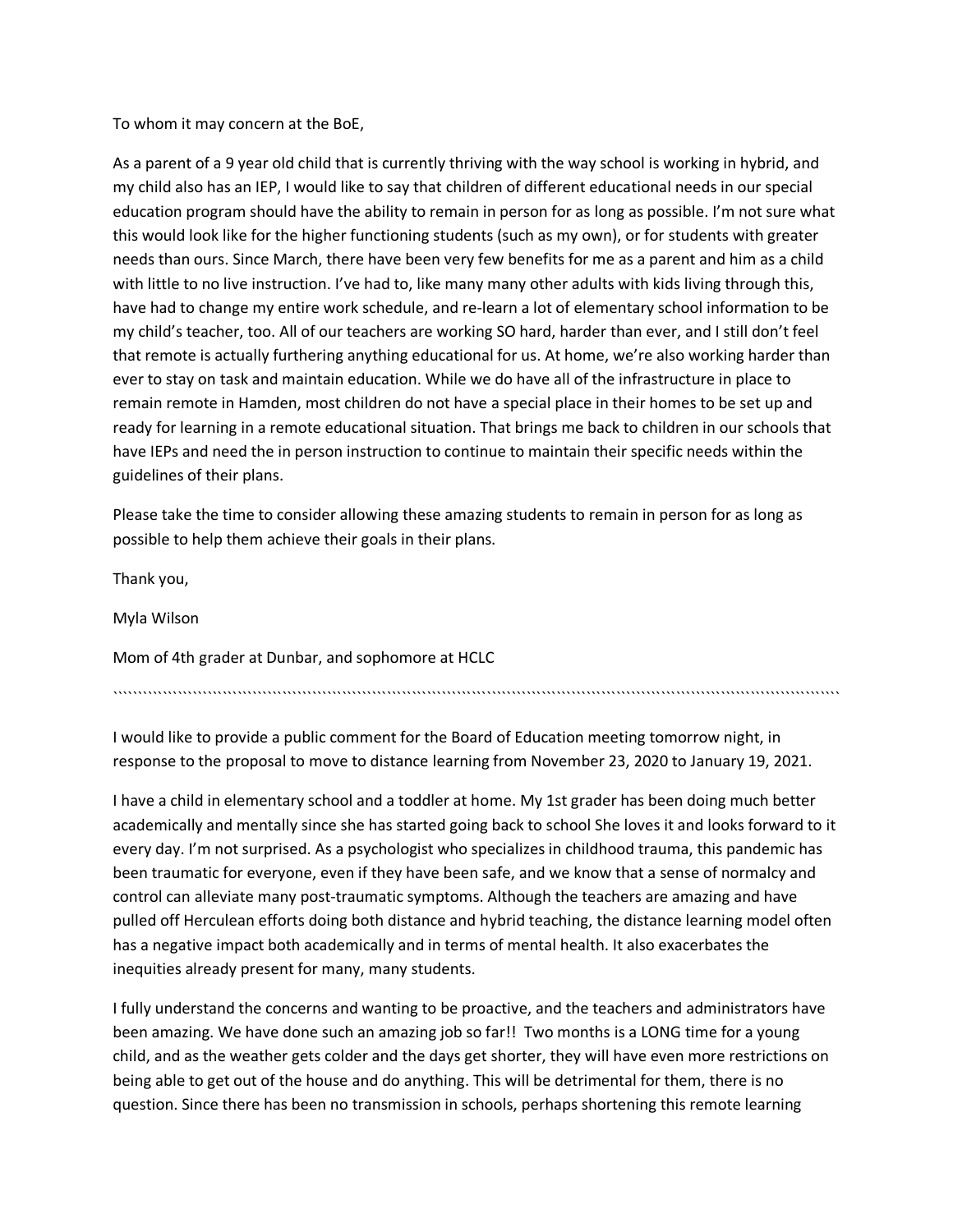To whom it may concern at the BoE,

As a parent of a 9 year old child that is currently thriving with the way school is working in hybrid, and my child also has an IEP, I would like to say that children of different educational needs in our special education program should have the ability to remain in person for as long as possible. I'm not sure what this would look like for the higher functioning students (such as my own), or for students with greater needs than ours. Since March, there have been very few benefits for me as a parent and him as a child with little to no live instruction. I've had to, like many many other adults with kids living through this, have had to change my entire work schedule, and re-learn a lot of elementary school information to be my child's teacher, too. All of our teachers are working SO hard, harder than ever, and I still don't feel that remote is actually furthering anything educational for us. At home, we're also working harder than ever to stay on task and maintain education. While we do have all of the infrastructure in place to remain remote in Hamden, most children do not have a special place in their homes to be set up and ready for learning in a remote educational situation. That brings me back to children in our schools that have IEPs and need the in person instruction to continue to maintain their specific needs within the guidelines of their plans.

Please take the time to consider allowing these amazing students to remain in person for as long as possible to help them achieve their goals in their plans.

Thank you,

Myla Wilson

Mom of 4th grader at Dunbar, and sophomore at HCLC

````````````````````````````````````````````````````````````````````````````````````````````````````````````````````````````````````

I would like to provide a public comment for the Board of Education meeting tomorrow night, in response to the proposal to move to distance learning from November 23, 2020 to January 19, 2021.

I have a child in elementary school and a toddler at home. My 1st grader has been doing much better academically and mentally since she has started going back to school She loves it and looks forward to it every day. I'm not surprised. As a psychologist who specializes in childhood trauma, this pandemic has been traumatic for everyone, even if they have been safe, and we know that a sense of normalcy and control can alleviate many post-traumatic symptoms. Although the teachers are amazing and have pulled off Herculean efforts doing both distance and hybrid teaching, the distance learning model often has a negative impact both academically and in terms of mental health. It also exacerbates the inequities already present for many, many students.

I fully understand the concerns and wanting to be proactive, and the teachers and administrators have been amazing. We have done such an amazing job so far!! Two months is a LONG time for a young child, and as the weather gets colder and the days get shorter, they will have even more restrictions on being able to get out of the house and do anything. This will be detrimental for them, there is no question. Since there has been no transmission in schools, perhaps shortening this remote learning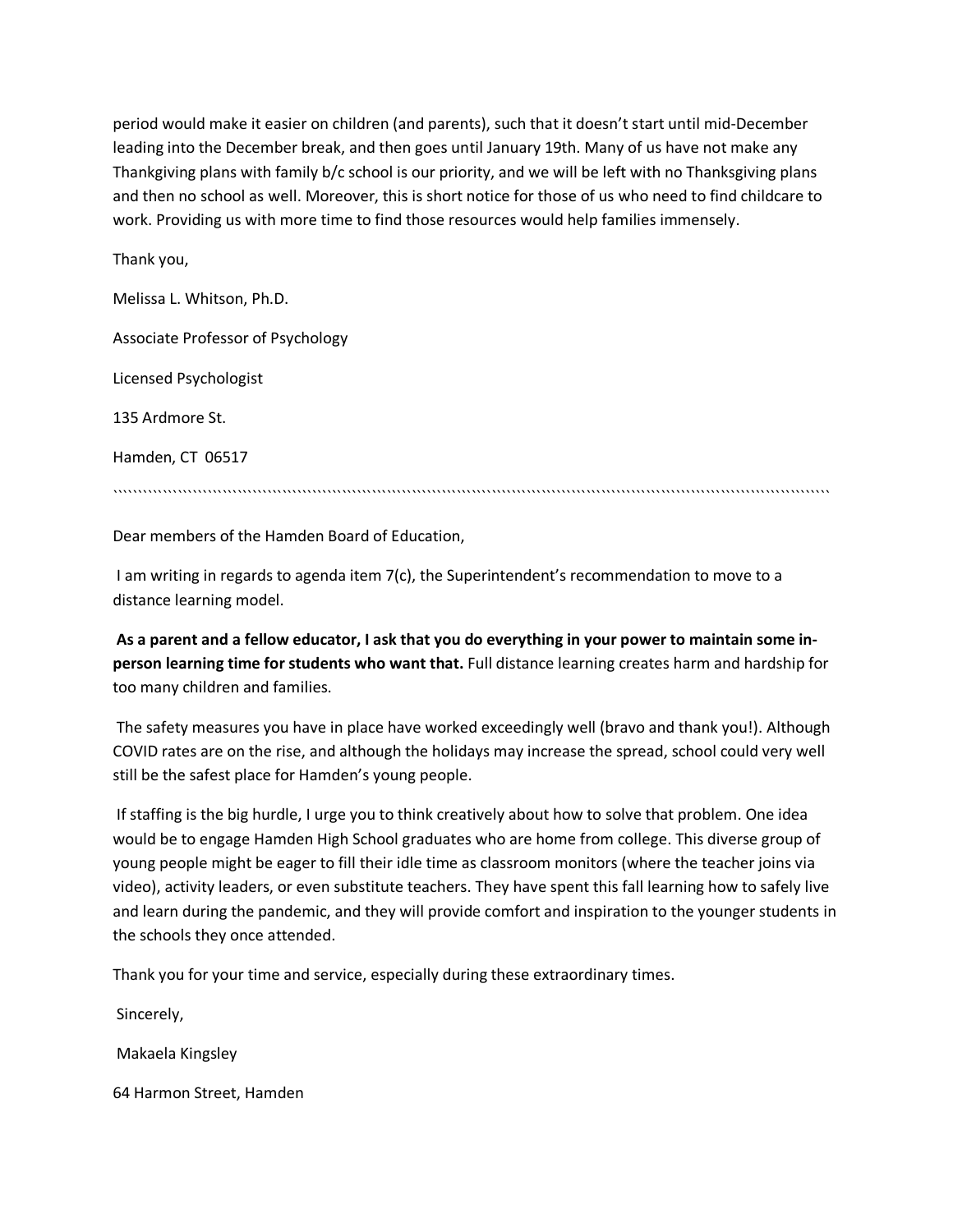period would make it easier on children (and parents), such that it doesn't start until mid-December leading into the December break, and then goes until January 19th. Many of us have not make any Thankgiving plans with family b/c school is our priority, and we will be left with no Thanksgiving plans and then no school as well. Moreover, this is short notice for those of us who need to find childcare to work. Providing us with more time to find those resources would help families immensely.

Thank you,

Melissa L. Whitson, Ph.D.

Associate Professor of Psychology

Licensed Psychologist

135 Ardmore St.

Hamden, CT 06517

````````````````````````````````````````````````````````````````````````````````````````````````````````````````````````````````````````

Dear members of the Hamden Board of Education,

I am writing in regards to agenda item 7(c), the Superintendent's recommendation to move to a distance learning model.

**As a parent and a fellow educator, I ask that you do everything in your power to maintain some in-person learning time for students who want that.** Full distance learning creates harm and hardship for too many children and families.

The safety measures you have in place have worked exceedingly well (bravo and thank you!). Although COVID rates are on the rise, and although the holidays may increase the spread, school could very well still be the safest place for Hamden's young people.

If staffing is the big hurdle, I urge you to think creatively about how to solve that problem. One idea would be to engage Hamden High School graduates who are home from college. This diverse group of young people might be eager to fill their idle time as classroom monitors (where the teacher joins via video), activity leaders, or even substitute teachers. They have spent this fall learning how to safely live and learn during the pandemic, and they will provide comfort and inspiration to the younger students in the schools they once attended.

Thank you for your time and service, especially during these extraordinary times.

Sincerely,

Makaela Kingsley

64 Harmon Street, Hamden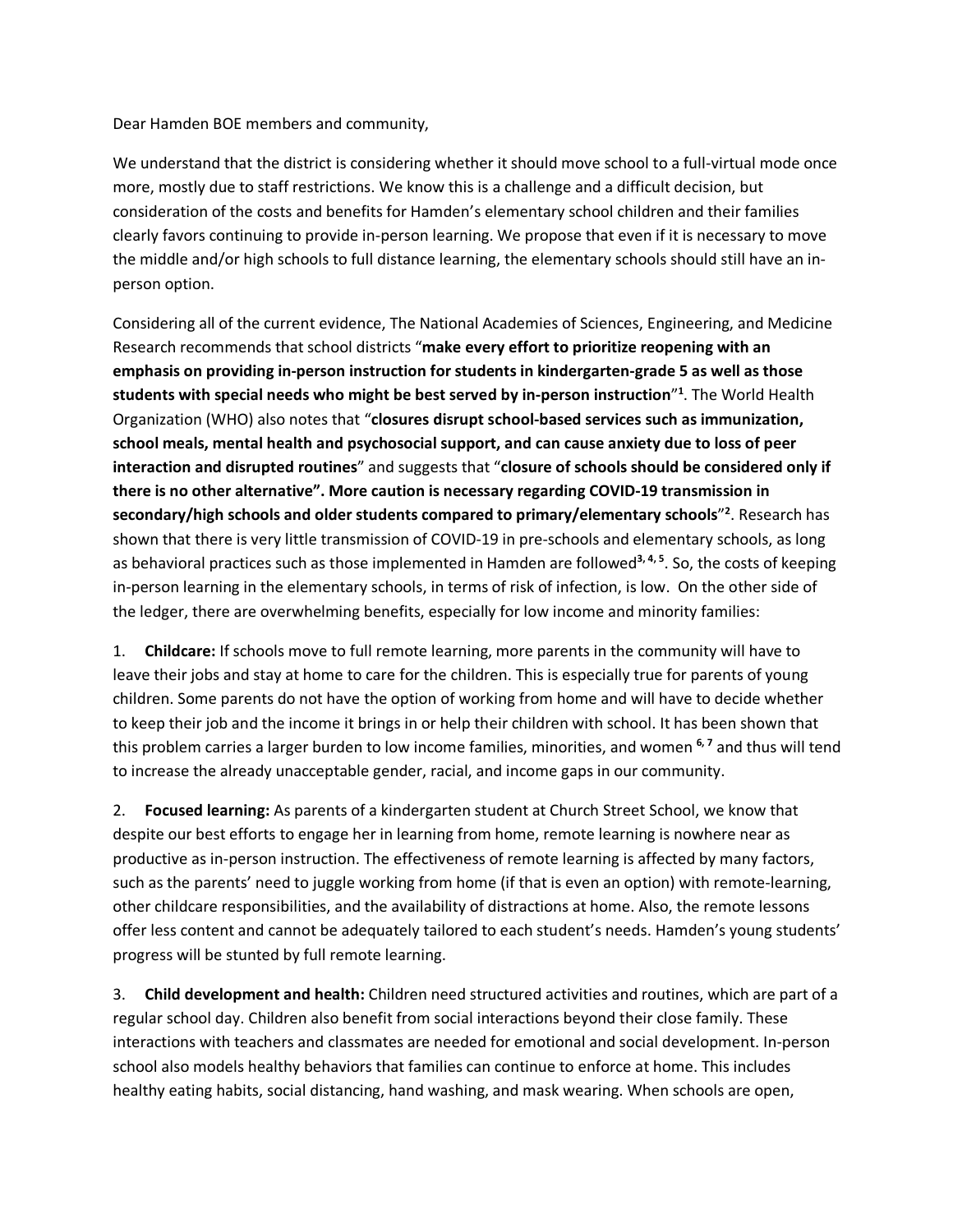Dear Hamden BOE members and community,

We understand that the district is considering whether it should move school to a full-virtual mode once more, mostly due to staff restrictions. We know this is a challenge and a difficult decision, but consideration of the costs and benefits for Hamden's elementary school children and their families clearly favors continuing to provide in-person learning. We propose that even if it is necessary to move the middle and/or high schools to full distance learning, the elementary schools should still have an in-person option.

Considering all of the current evidence, The National Academies of Sciences, Engineering, and Medicine Research recommends that school districts "**make every effort to prioritize reopening with an emphasis on providing in-person instruction for students in kindergarten-grade 5 as well as those students with special needs who might be best served by in-person instruction**"[1]. The World Health Organization (WHO) also notes that "**closures disrupt school-based services such as immunization, school meals, mental health and psychosocial support, and can cause anxiety due to loss of peer interaction and disrupted routines**" and suggests that "**closure of schools should be considered only if there is no other alternative". More caution is necessary regarding COVID-19 transmission in secondary/high schools and older students compared to primary/elementary schools**"[2]. Research has shown that there is very little transmission of COVID-19 in pre-schools and elementary schools, as long as behavioral practices such as those implemented in Hamden are followed[3, 4, 5]. So, the costs of keeping in-person learning in the elementary schools, in terms of risk of infection, is low. On the other side of the ledger, there are overwhelming benefits, especially for low income and minority families:

1. **Childcare:** If schools move to full remote learning, more parents in the community will have to leave their jobs and stay at home to care for the children. This is especially true for parents of young children. Some parents do not have the option of working from home and will have to decide whether to keep their job and the income it brings in or help their children with school. It has been shown that this problem carries a larger burden to low income families, minorities, and women [6, 7] and thus will tend to increase the already unacceptable gender, racial, and income gaps in our community.

2. **Focused learning:** As parents of a kindergarten student at Church Street School, we know that despite our best efforts to engage her in learning from home, remote learning is nowhere near as productive as in-person instruction. The effectiveness of remote learning is affected by many factors, such as the parents' need to juggle working from home (if that is even an option) with remote-learning, other childcare responsibilities, and the availability of distractions at home. Also, the remote lessons offer less content and cannot be adequately tailored to each student's needs. Hamden's young students' progress will be stunted by full remote learning.

3. **Child development and health:** Children need structured activities and routines, which are part of a regular school day. Children also benefit from social interactions beyond their close family. These interactions with teachers and classmates are needed for emotional and social development. In-person school also models healthy behaviors that families can continue to enforce at home. This includes healthy eating habits, social distancing, hand washing, and mask wearing. When schools are open,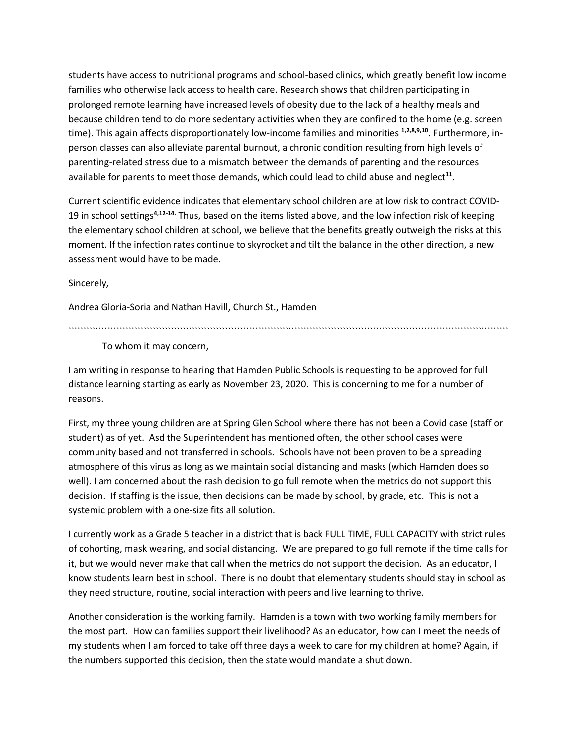students have access to nutritional programs and school-based clinics, which greatly benefit low income families who otherwise lack access to health care. Research shows that children participating in prolonged remote learning have increased levels of obesity due to the lack of a healthy meals and because children tend to do more sedentary activities when they are confined to the home (e.g. screen time). This again affects disproportionately low-income families and minorities [1,2,8,9,10]. Furthermore, in-person classes can also alleviate parental burnout, a chronic condition resulting from high levels of parenting-related stress due to a mismatch between the demands of parenting and the resources available for parents to meet those demands, which could lead to child abuse and neglect[11].

Current scientific evidence indicates that elementary school children are at low risk to contract COVID-19 in school settings[4,12-14.] Thus, based on the items listed above, and the low infection risk of keeping the elementary school children at school, we believe that the benefits greatly outweigh the risks at this moment. If the infection rates continue to skyrocket and tilt the balance in the other direction, a new assessment would have to be made.

Sincerely,

Andrea Gloria-Soria and Nathan Havill, Church St., Hamden

\`\`\`\`\`\`\`\`\`\`\`\`\`\`\`\`\`\`\`\`\`\`\`\`\`\`\`\`\`\`\`\`\`\`\`\`\`\`\`\`\`\`\`\`\`\`\`\`\`\`\`\`\`\`\`\`\`\`\`\`\`\`\`\`\`\`\`\`\`\`\`\`\`\`\`\`\`\`\`\`\`\`\`\`

To whom it may concern,

I am writing in response to hearing that Hamden Public Schools is requesting to be approved for full distance learning starting as early as November 23, 2020. This is concerning to me for a number of reasons.

First, my three young children are at Spring Glen School where there has not been a Covid case (staff or student) as of yet. Asd the Superintendent has mentioned often, the other school cases were community based and not transferred in schools. Schools have not been proven to be a spreading atmosphere of this virus as long as we maintain social distancing and masks (which Hamden does so well). I am concerned about the rash decision to go full remote when the metrics do not support this decision. If staffing is the issue, then decisions can be made by school, by grade, etc. This is not a systemic problem with a one-size fits all solution.

I currently work as a Grade 5 teacher in a district that is back FULL TIME, FULL CAPACITY with strict rules of cohorting, mask wearing, and social distancing. We are prepared to go full remote if the time calls for it, but we would never make that call when the metrics do not support the decision. As an educator, I know students learn best in school. There is no doubt that elementary students should stay in school as they need structure, routine, social interaction with peers and live learning to thrive.

Another consideration is the working family. Hamden is a town with two working family members for the most part. How can families support their livelihood? As an educator, how can I meet the needs of my students when I am forced to take off three days a week to care for my children at home? Again, if the numbers supported this decision, then the state would mandate a shut down.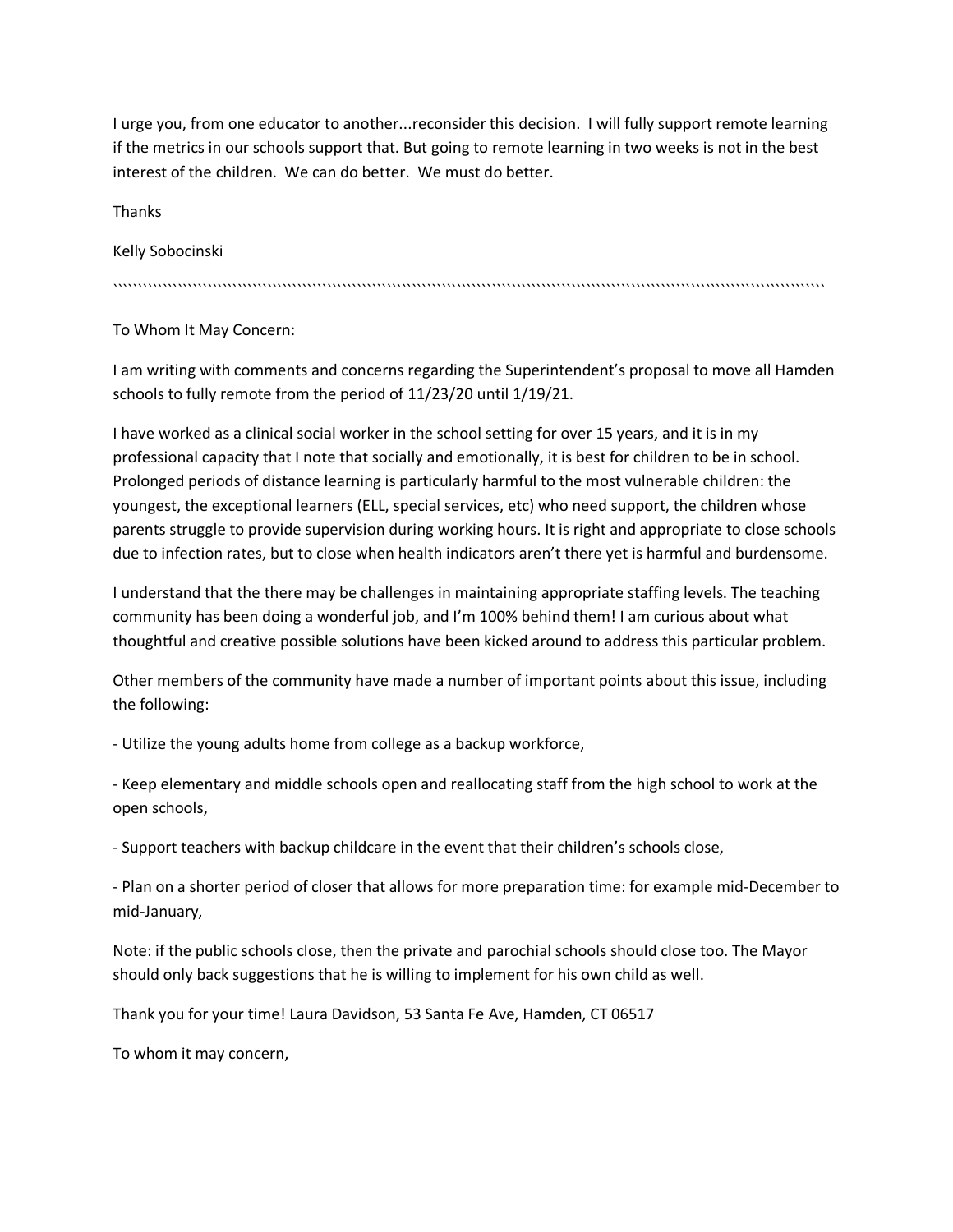I urge you, from one educator to another...reconsider this decision. I will fully support remote learning if the metrics in our schools support that. But going to remote learning in two weeks is not in the best interest of the children. We can do better. We must do better.

Thanks

Kelly Sobocinski

``````````````````````````````````````````````````````````````````````````````````````````````````````````````````````````````````````````````````````

To Whom It May Concern:

I am writing with comments and concerns regarding the Superintendent's proposal to move all Hamden schools to fully remote from the period of 11/23/20 until 1/19/21.

I have worked as a clinical social worker in the school setting for over 15 years, and it is in my professional capacity that I note that socially and emotionally, it is best for children to be in school. Prolonged periods of distance learning is particularly harmful to the most vulnerable children: the youngest, the exceptional learners (ELL, special services, etc) who need support, the children whose parents struggle to provide supervision during working hours. It is right and appropriate to close schools due to infection rates, but to close when health indicators aren't there yet is harmful and burdensome.

I understand that the there may be challenges in maintaining appropriate staffing levels. The teaching community has been doing a wonderful job, and I'm 100% behind them! I am curious about what thoughtful and creative possible solutions have been kicked around to address this particular problem.

Other members of the community have made a number of important points about this issue, including the following:

- Utilize the young adults home from college as a backup workforce,

- Keep elementary and middle schools open and reallocating staff from the high school to work at the open schools,

- Support teachers with backup childcare in the event that their children's schools close,

- Plan on a shorter period of closer that allows for more preparation time: for example mid-December to mid-January,

Note: if the public schools close, then the private and parochial schools should close too. The Mayor should only back suggestions that he is willing to implement for his own child as well.

Thank you for your time! Laura Davidson, 53 Santa Fe Ave, Hamden, CT 06517

To whom it may concern,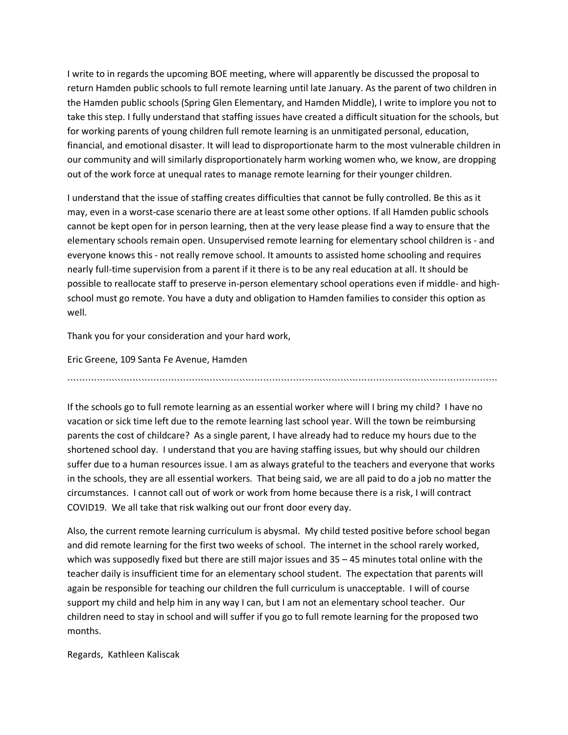I write to in regards the upcoming BOE meeting, where will apparently be discussed the proposal to return Hamden public schools to full remote learning until late January. As the parent of two children in the Hamden public schools (Spring Glen Elementary, and Hamden Middle), I write to implore you not to take this step. I fully understand that staffing issues have created a difficult situation for the schools, but for working parents of young children full remote learning is an unmitigated personal, education, financial, and emotional disaster. It will lead to disproportionate harm to the most vulnerable children in our community and will similarly disproportionately harm working women who, we know, are dropping out of the work force at unequal rates to manage remote learning for their younger children.

I understand that the issue of staffing creates difficulties that cannot be fully controlled. Be this as it may, even in a worst-case scenario there are at least some other options. If all Hamden public schools cannot be kept open for in person learning, then at the very lease please find a way to ensure that the elementary schools remain open. Unsupervised remote learning for elementary school children is - and everyone knows this - not really remove school. It amounts to assisted home schooling and requires nearly full-time supervision from a parent if it there is to be any real education at all. It should be possible to reallocate staff to preserve in-person elementary school operations even if middle- and high-school must go remote. You have a duty and obligation to Hamden families to consider this option as well.

Thank you for your consideration and your hard work,

Eric Greene, 109 Santa Fe Avenue, Hamden

``````````````````````````````````````````````````````````````````````````````````````````````````````````````````````````````````````

If the schools go to full remote learning as an essential worker where will I bring my child? I have no vacation or sick time left due to the remote learning last school year. Will the town be reimbursing parents the cost of childcare? As a single parent, I have already had to reduce my hours due to the shortened school day. I understand that you are having staffing issues, but why should our children suffer due to a human resources issue. I am as always grateful to the teachers and everyone that works in the schools, they are all essential workers. That being said, we are all paid to do a job no matter the circumstances. I cannot call out of work or work from home because there is a risk, I will contract COVID19. We all take that risk walking out our front door every day.

Also, the current remote learning curriculum is abysmal. My child tested positive before school began and did remote learning for the first two weeks of school. The internet in the school rarely worked, which was supposedly fixed but there are still major issues and 35 – 45 minutes total online with the teacher daily is insufficient time for an elementary school student. The expectation that parents will again be responsible for teaching our children the full curriculum is unacceptable. I will of course support my child and help him in any way I can, but I am not an elementary school teacher. Our children need to stay in school and will suffer if you go to full remote learning for the proposed two months.

Regards, Kathleen Kaliscak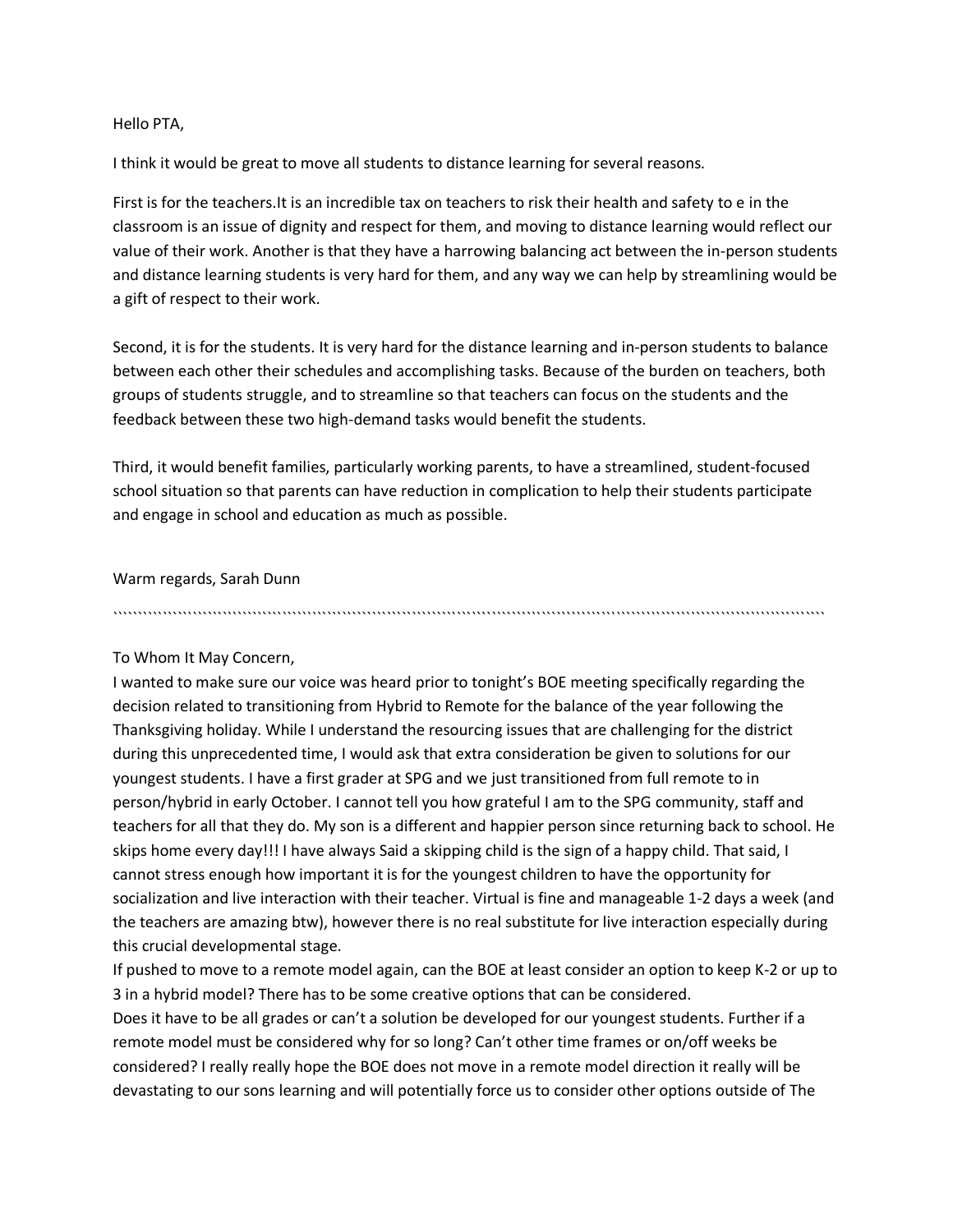Hello PTA,

I think it would be great to move all students to distance learning for several reasons.

First is for the teachers.It is an incredible tax on teachers to risk their health and safety to e in the classroom is an issue of dignity and respect for them, and moving to distance learning would reflect our value of their work. Another is that they have a harrowing balancing act between the in-person students and distance learning students is very hard for them, and any way we can help by streamlining would be a gift of respect to their work.

Second, it is for the students. It is very hard for the distance learning and in-person students to balance between each other their schedules and accomplishing tasks. Because of the burden on teachers, both groups of students struggle, and to streamline so that teachers can focus on the students and the feedback between these two high-demand tasks would benefit the students.

Third, it would benefit families, particularly working parents, to have a streamlined, student-focused school situation so that parents can have reduction in complication to help their students participate and engage in school and education as much as possible.

Warm regards, Sarah Dunn

``````````````````````````````````````````````````````````````````````````````````````````````````````````````````````````````````

To Whom It May Concern,

I wanted to make sure our voice was heard prior to tonight's BOE meeting specifically regarding the decision related to transitioning from Hybrid to Remote for the balance of the year following the Thanksgiving holiday. While I understand the resourcing issues that are challenging for the district during this unprecedented time, I would ask that extra consideration be given to solutions for our youngest students. I have a first grader at SPG and we just transitioned from full remote to in person/hybrid in early October. I cannot tell you how grateful I am to the SPG community, staff and teachers for all that they do. My son is a different and happier person since returning back to school. He skips home every day!!! I have always Said a skipping child is the sign of a happy child. That said, I cannot stress enough how important it is for the youngest children to have the opportunity for socialization and live interaction with their teacher. Virtual is fine and manageable 1-2 days a week (and the teachers are amazing btw), however there is no real substitute for live interaction especially during this crucial developmental stage.

If pushed to move to a remote model again, can the BOE at least consider an option to keep K-2 or up to 3 in a hybrid model? There has to be some creative options that can be considered.

Does it have to be all grades or can't a solution be developed for our youngest students. Further if a remote model must be considered why for so long? Can't other time frames or on/off weeks be considered? I really really hope the BOE does not move in a remote model direction it really will be devastating to our sons learning and will potentially force us to consider other options outside of The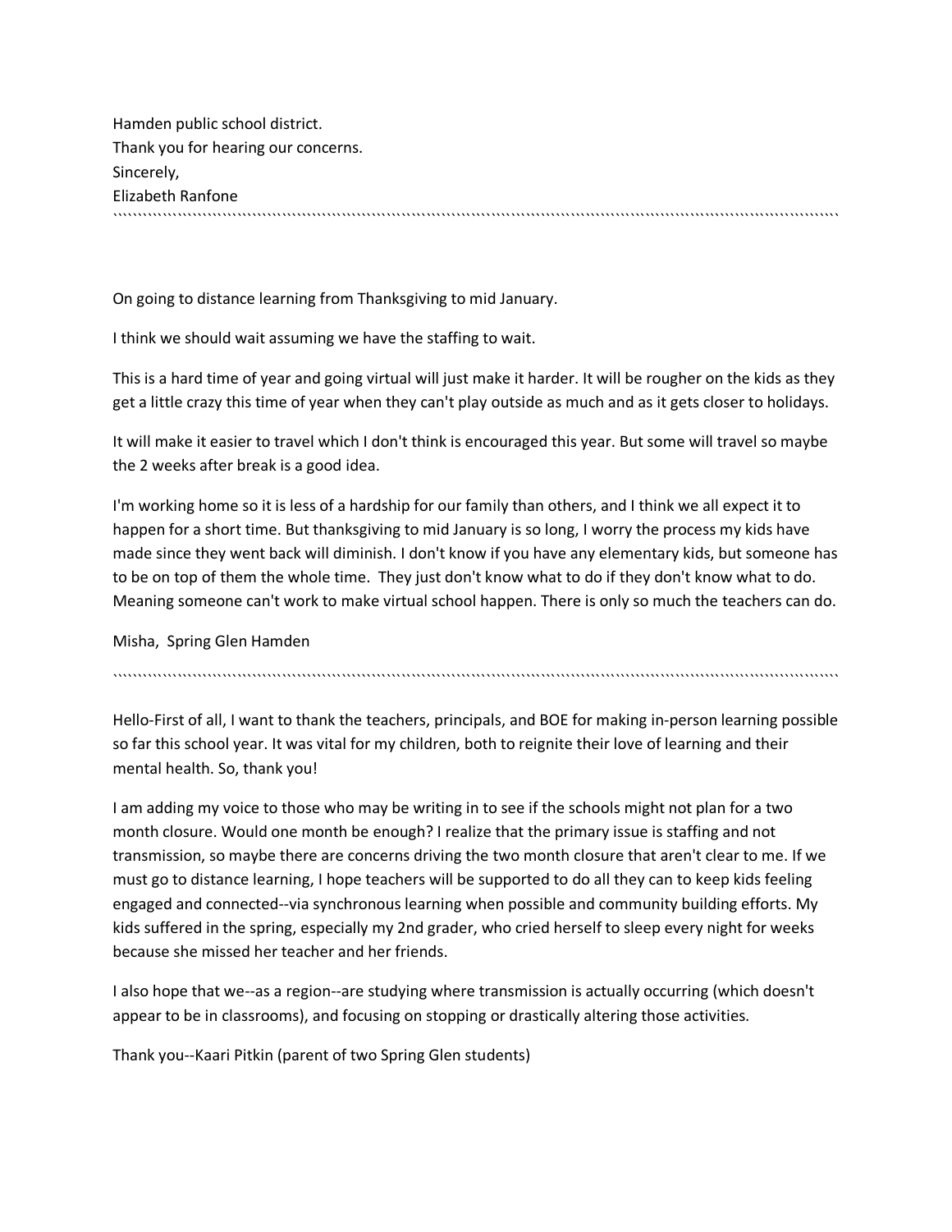Hamden public school district.
Thank you for hearing our concerns.
Sincerely,
Elizabeth Ranfone

``````````````````````````````````````````````````````````````````````````````````````````````````````````````````````

On going to distance learning from Thanksgiving to mid January.

I think we should wait assuming we have the staffing to wait.

This is a hard time of year and going virtual will just make it harder. It will be rougher on the kids as they get a little crazy this time of year when they can't play outside as much and as it gets closer to holidays.

It will make it easier to travel which I don't think is encouraged this year. But some will travel so maybe the 2 weeks after break is a good idea.

I'm working home so it is less of a hardship for our family than others, and I think we all expect it to happen for a short time. But thanksgiving to mid January is so long, I worry the process my kids have made since they went back will diminish. I don't know if you have any elementary kids, but someone has to be on top of them the whole time. They just don't know what to do if they don't know what to do. Meaning someone can't work to make virtual school happen. There is only so much the teachers can do.

Misha, Spring Glen Hamden

``````````````````````````````````````````````````````````````````````````````````````````````````````````````````````

Hello-First of all, I want to thank the teachers, principals, and BOE for making in-person learning possible so far this school year. It was vital for my children, both to reignite their love of learning and their mental health. So, thank you!

I am adding my voice to those who may be writing in to see if the schools might not plan for a two month closure. Would one month be enough? I realize that the primary issue is staffing and not transmission, so maybe there are concerns driving the two month closure that aren't clear to me. If we must go to distance learning, I hope teachers will be supported to do all they can to keep kids feeling engaged and connected--via synchronous learning when possible and community building efforts. My kids suffered in the spring, especially my 2nd grader, who cried herself to sleep every night for weeks because she missed her teacher and her friends.

I also hope that we--as a region--are studying where transmission is actually occurring (which doesn't appear to be in classrooms), and focusing on stopping or drastically altering those activities.

Thank you--Kaari Pitkin (parent of two Spring Glen students)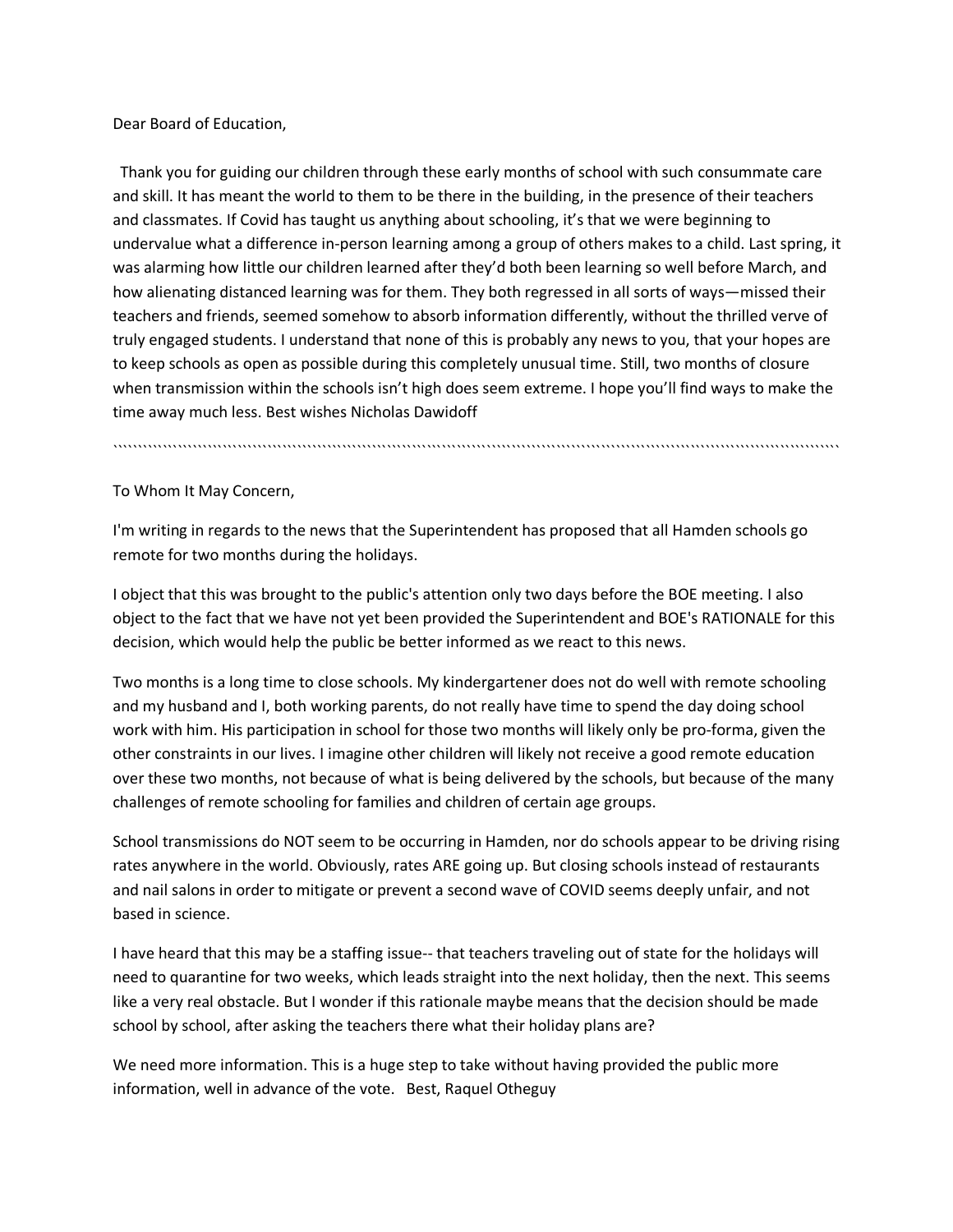Dear Board of Education,

Thank you for guiding our children through these early months of school with such consummate care and skill. It has meant the world to them to be there in the building, in the presence of their teachers and classmates. If Covid has taught us anything about schooling, it's that we were beginning to undervalue what a difference in-person learning among a group of others makes to a child. Last spring, it was alarming how little our children learned after they'd both been learning so well before March, and how alienating distanced learning was for them. They both regressed in all sorts of ways—missed their teachers and friends, seemed somehow to absorb information differently, without the thrilled verve of truly engaged students. I understand that none of this is probably any news to you, that your hopes are to keep schools as open as possible during this completely unusual time. Still, two months of closure when transmission within the schools isn't high does seem extreme. I hope you'll find ways to make the time away much less. Best wishes Nicholas Dawidoff

````````````````````````````````````````````````````````````````````````````````````````````````````````````````````````````````````````````````

To Whom It May Concern,

I'm writing in regards to the news that the Superintendent has proposed that all Hamden schools go remote for two months during the holidays.

I object that this was brought to the public's attention only two days before the BOE meeting. I also object to the fact that we have not yet been provided the Superintendent and BOE's RATIONALE for this decision, which would help the public be better informed as we react to this news.

Two months is a long time to close schools. My kindergartener does not do well with remote schooling and my husband and I, both working parents, do not really have time to spend the day doing school work with him. His participation in school for those two months will likely only be pro-forma, given the other constraints in our lives. I imagine other children will likely not receive a good remote education over these two months, not because of what is being delivered by the schools, but because of the many challenges of remote schooling for families and children of certain age groups.

School transmissions do NOT seem to be occurring in Hamden, nor do schools appear to be driving rising rates anywhere in the world. Obviously, rates ARE going up. But closing schools instead of restaurants and nail salons in order to mitigate or prevent a second wave of COVID seems deeply unfair, and not based in science.

I have heard that this may be a staffing issue-- that teachers traveling out of state for the holidays will need to quarantine for two weeks, which leads straight into the next holiday, then the next. This seems like a very real obstacle. But I wonder if this rationale maybe means that the decision should be made school by school, after asking the teachers there what their holiday plans are?

We need more information. This is a huge step to take without having provided the public more information, well in advance of the vote. Best, Raquel Otheguy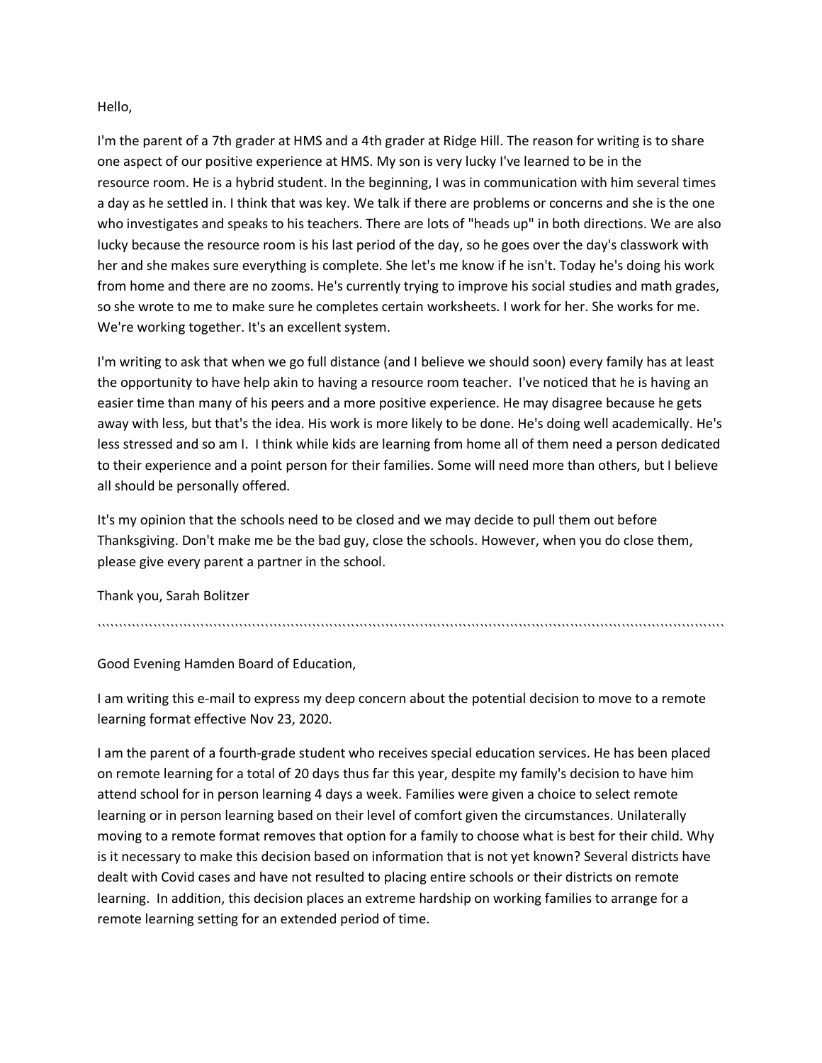Hello,

I'm the parent of a 7th grader at HMS and a 4th grader at Ridge Hill. The reason for writing is to share one aspect of our positive experience at HMS. My son is very lucky I've learned to be in the resource room. He is a hybrid student. In the beginning, I was in communication with him several times a day as he settled in. I think that was key. We talk if there are problems or concerns and she is the one who investigates and speaks to his teachers. There are lots of "heads up" in both directions. We are also lucky because the resource room is his last period of the day, so he goes over the day's classwork with her and she makes sure everything is complete. She let's me know if he isn't. Today he's doing his work from home and there are no zooms. He's currently trying to improve his social studies and math grades, so she wrote to me to make sure he completes certain worksheets. I work for her. She works for me. We're working together. It's an excellent system.

I'm writing to ask that when we go full distance (and I believe we should soon) every family has at least the opportunity to have help akin to having a resource room teacher. I've noticed that he is having an easier time than many of his peers and a more positive experience. He may disagree because he gets away with less, but that's the idea. His work is more likely to be done. He's doing well academically. He's less stressed and so am I. I think while kids are learning from home all of them need a person dedicated to their experience and a point person for their families. Some will need more than others, but I believe all should be personally offered.

It's my opinion that the schools need to be closed and we may decide to pull them out before Thanksgiving. Don't make me be the bad guy, close the schools. However, when you do close them, please give every parent a partner in the school.

Thank you, Sarah Bolitzer

````````````````````````````````````````````````````````````````````````````````````````````````````````````````````````````````````

Good Evening Hamden Board of Education,

I am writing this e-mail to express my deep concern about the potential decision to move to a remote learning format effective Nov 23, 2020.

I am the parent of a fourth-grade student who receives special education services. He has been placed on remote learning for a total of 20 days thus far this year, despite my family's decision to have him attend school for in person learning 4 days a week. Families were given a choice to select remote learning or in person learning based on their level of comfort given the circumstances. Unilaterally moving to a remote format removes that option for a family to choose what is best for their child. Why is it necessary to make this decision based on information that is not yet known? Several districts have dealt with Covid cases and have not resulted to placing entire schools or their districts on remote learning. In addition, this decision places an extreme hardship on working families to arrange for a remote learning setting for an extended period of time.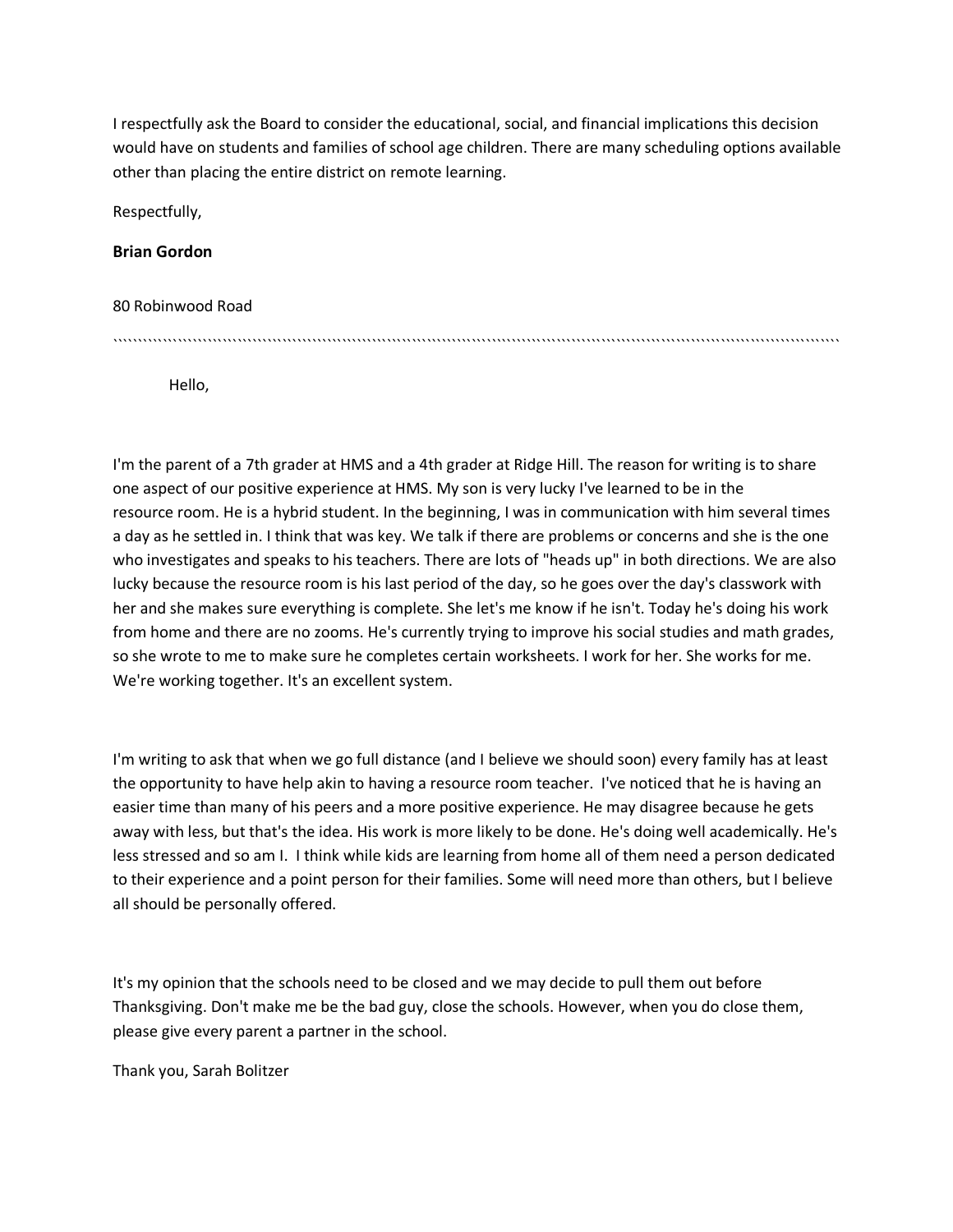I respectfully ask the Board to consider the educational, social, and financial implications this decision would have on students and families of school age children. There are many scheduling options available other than placing the entire district on remote learning.

Respectfully,

**Brian Gordon**

80 Robinwood Road

```````````````````````````````````````````````````````````````````````````````````````````````````````````````````````````````````````

Hello,

I'm the parent of a 7th grader at HMS and a 4th grader at Ridge Hill. The reason for writing is to share one aspect of our positive experience at HMS. My son is very lucky I've learned to be in the resource room. He is a hybrid student. In the beginning, I was in communication with him several times a day as he settled in. I think that was key. We talk if there are problems or concerns and she is the one who investigates and speaks to his teachers. There are lots of "heads up" in both directions. We are also lucky because the resource room is his last period of the day, so he goes over the day's classwork with her and she makes sure everything is complete. She let's me know if he isn't. Today he's doing his work from home and there are no zooms. He's currently trying to improve his social studies and math grades, so she wrote to me to make sure he completes certain worksheets. I work for her. She works for me. We're working together. It's an excellent system.

I'm writing to ask that when we go full distance (and I believe we should soon) every family has at least the opportunity to have help akin to having a resource room teacher. I've noticed that he is having an easier time than many of his peers and a more positive experience. He may disagree because he gets away with less, but that's the idea. His work is more likely to be done. He's doing well academically. He's less stressed and so am I. I think while kids are learning from home all of them need a person dedicated to their experience and a point person for their families. Some will need more than others, but I believe all should be personally offered.

It's my opinion that the schools need to be closed and we may decide to pull them out before Thanksgiving. Don't make me be the bad guy, close the schools. However, when you do close them, please give every parent a partner in the school.

Thank you, Sarah Bolitzer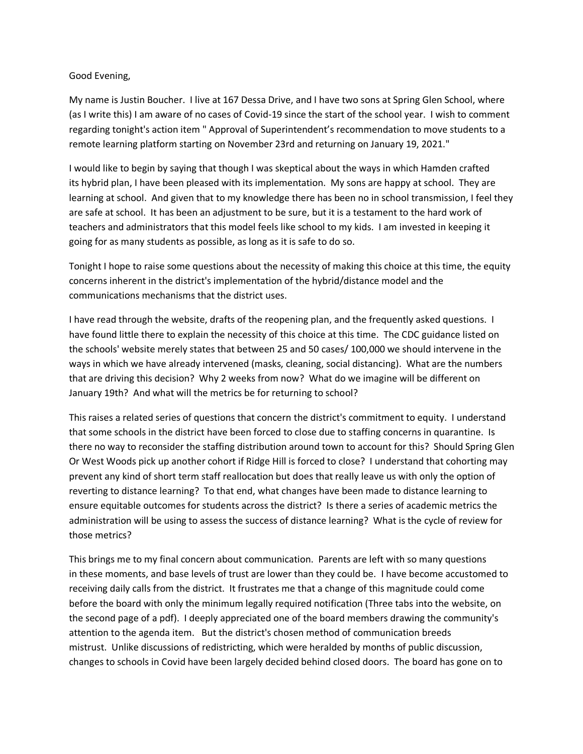Good Evening,

My name is Justin Boucher. I live at 167 Dessa Drive, and I have two sons at Spring Glen School, where (as I write this) I am aware of no cases of Covid-19 since the start of the school year. I wish to comment regarding tonight's action item " Approval of Superintendent's recommendation to move students to a remote learning platform starting on November 23rd and returning on January 19, 2021."

I would like to begin by saying that though I was skeptical about the ways in which Hamden crafted its hybrid plan, I have been pleased with its implementation. My sons are happy at school. They are learning at school. And given that to my knowledge there has been no in school transmission, I feel they are safe at school. It has been an adjustment to be sure, but it is a testament to the hard work of teachers and administrators that this model feels like school to my kids. I am invested in keeping it going for as many students as possible, as long as it is safe to do so.

Tonight I hope to raise some questions about the necessity of making this choice at this time, the equity concerns inherent in the district's implementation of the hybrid/distance model and the communications mechanisms that the district uses.

I have read through the website, drafts of the reopening plan, and the frequently asked questions. I have found little there to explain the necessity of this choice at this time. The CDC guidance listed on the schools' website merely states that between 25 and 50 cases/ 100,000 we should intervene in the ways in which we have already intervened (masks, cleaning, social distancing). What are the numbers that are driving this decision? Why 2 weeks from now? What do we imagine will be different on January 19th? And what will the metrics be for returning to school?

This raises a related series of questions that concern the district's commitment to equity. I understand that some schools in the district have been forced to close due to staffing concerns in quarantine. Is there no way to reconsider the staffing distribution around town to account for this? Should Spring Glen Or West Woods pick up another cohort if Ridge Hill is forced to close? I understand that cohorting may prevent any kind of short term staff reallocation but does that really leave us with only the option of reverting to distance learning? To that end, what changes have been made to distance learning to ensure equitable outcomes for students across the district? Is there a series of academic metrics the administration will be using to assess the success of distance learning? What is the cycle of review for those metrics?

This brings me to my final concern about communication. Parents are left with so many questions in these moments, and base levels of trust are lower than they could be. I have become accustomed to receiving daily calls from the district. It frustrates me that a change of this magnitude could come before the board with only the minimum legally required notification (Three tabs into the website, on the second page of a pdf). I deeply appreciated one of the board members drawing the community's attention to the agenda item. But the district's chosen method of communication breeds mistrust. Unlike discussions of redistricting, which were heralded by months of public discussion, changes to schools in Covid have been largely decided behind closed doors. The board has gone on to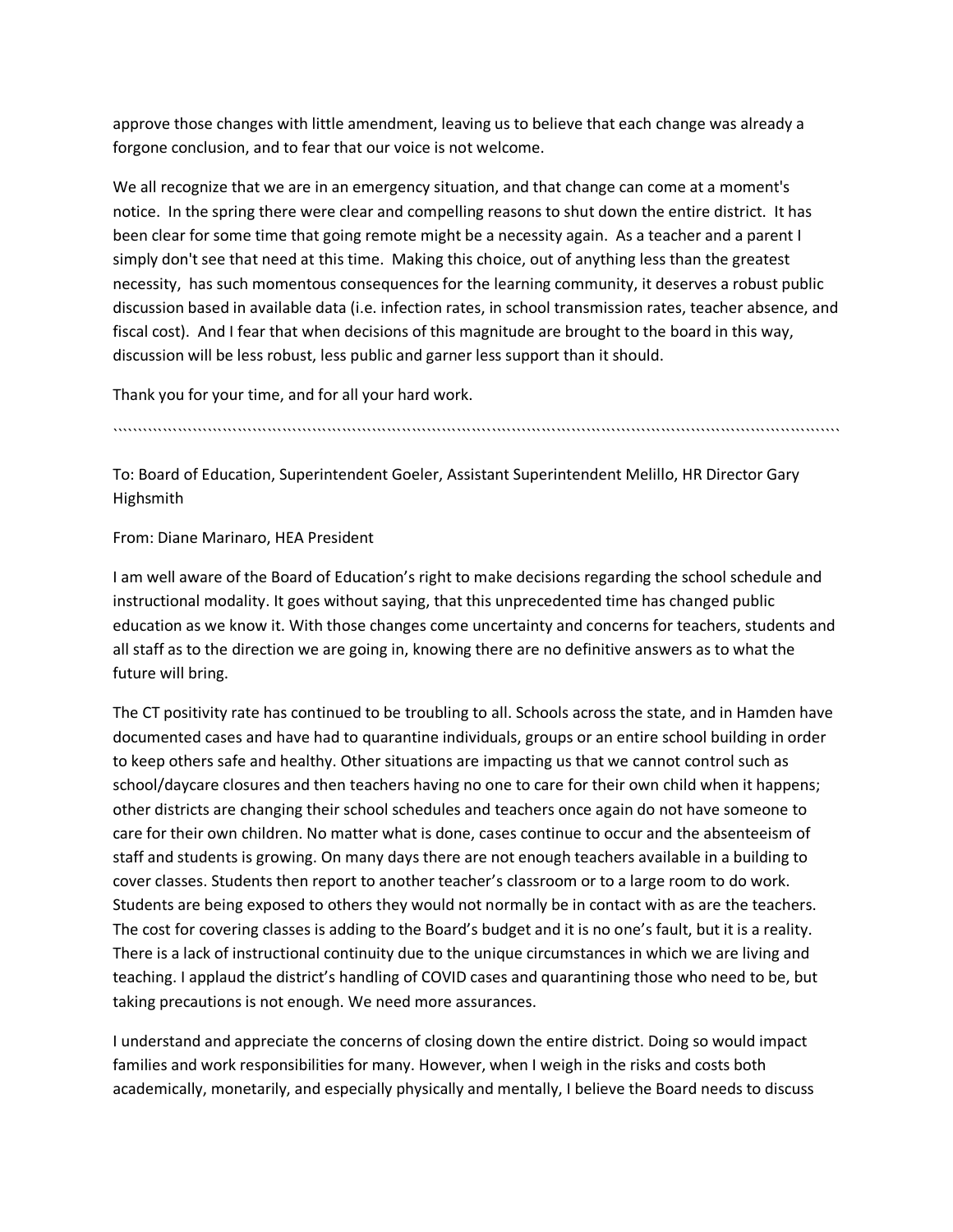approve those changes with little amendment, leaving us to believe that each change was already a forgone conclusion, and to fear that our voice is not welcome.

We all recognize that we are in an emergency situation, and that change can come at a moment's notice. In the spring there were clear and compelling reasons to shut down the entire district. It has been clear for some time that going remote might be a necessity again. As a teacher and a parent I simply don't see that need at this time. Making this choice, out of anything less than the greatest necessity, has such momentous consequences for the learning community, it deserves a robust public discussion based in available data (i.e. infection rates, in school transmission rates, teacher absence, and fiscal cost). And I fear that when decisions of this magnitude are brought to the board in this way, discussion will be less robust, less public and garner less support than it should.

Thank you for your time, and for all your hard work.

---

To: Board of Education, Superintendent Goeler, Assistant Superintendent Melillo, HR Director Gary Highsmith

From: Diane Marinaro, HEA President

I am well aware of the Board of Education's right to make decisions regarding the school schedule and instructional modality. It goes without saying, that this unprecedented time has changed public education as we know it. With those changes come uncertainty and concerns for teachers, students and all staff as to the direction we are going in, knowing there are no definitive answers as to what the future will bring.

The CT positivity rate has continued to be troubling to all. Schools across the state, and in Hamden have documented cases and have had to quarantine individuals, groups or an entire school building in order to keep others safe and healthy. Other situations are impacting us that we cannot control such as school/daycare closures and then teachers having no one to care for their own child when it happens; other districts are changing their school schedules and teachers once again do not have someone to care for their own children. No matter what is done, cases continue to occur and the absenteeism of staff and students is growing. On many days there are not enough teachers available in a building to cover classes. Students then report to another teacher's classroom or to a large room to do work. Students are being exposed to others they would not normally be in contact with as are the teachers. The cost for covering classes is adding to the Board's budget and it is no one's fault, but it is a reality. There is a lack of instructional continuity due to the unique circumstances in which we are living and teaching. I applaud the district's handling of COVID cases and quarantining those who need to be, but taking precautions is not enough. We need more assurances.

I understand and appreciate the concerns of closing down the entire district. Doing so would impact families and work responsibilities for many. However, when I weigh in the risks and costs both academically, monetarily, and especially physically and mentally, I believe the Board needs to discuss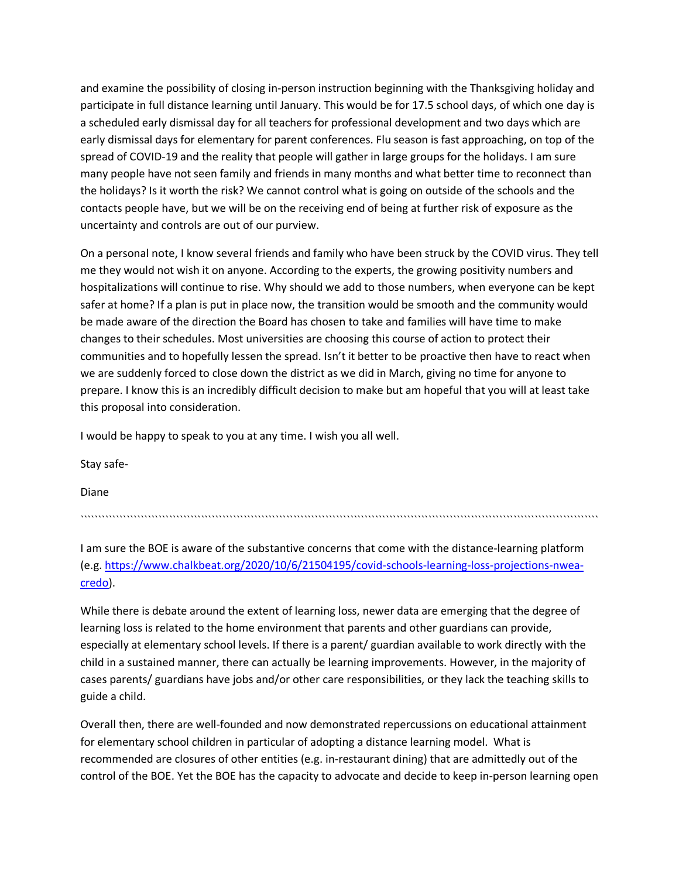and examine the possibility of closing in-person instruction beginning with the Thanksgiving holiday and participate in full distance learning until January. This would be for 17.5 school days, of which one day is a scheduled early dismissal day for all teachers for professional development and two days which are early dismissal days for elementary for parent conferences. Flu season is fast approaching, on top of the spread of COVID-19 and the reality that people will gather in large groups for the holidays. I am sure many people have not seen family and friends in many months and what better time to reconnect than the holidays? Is it worth the risk? We cannot control what is going on outside of the schools and the contacts people have, but we will be on the receiving end of being at further risk of exposure as the uncertainty and controls are out of our purview.

On a personal note, I know several friends and family who have been struck by the COVID virus. They tell me they would not wish it on anyone. According to the experts, the growing positivity numbers and hospitalizations will continue to rise. Why should we add to those numbers, when everyone can be kept safer at home? If a plan is put in place now, the transition would be smooth and the community would be made aware of the direction the Board has chosen to take and families will have time to make changes to their schedules. Most universities are choosing this course of action to protect their communities and to hopefully lessen the spread. Isn't it better to be proactive then have to react when we are suddenly forced to close down the district as we did in March, giving no time for anyone to prepare. I know this is an incredibly difficult decision to make but am hopeful that you will at least take this proposal into consideration.

I would be happy to speak to you at any time. I wish you all well.

Stay safe-

Diane

``````````````````````````````````````````````````````````````````````````````````````````````````````````````````````````````````````````

I am sure the BOE is aware of the substantive concerns that come with the distance-learning platform (e.g. https://www.chalkbeat.org/2020/10/6/21504195/covid-schools-learning-loss-projections-nwea-credo).

While there is debate around the extent of learning loss, newer data are emerging that the degree of learning loss is related to the home environment that parents and other guardians can provide, especially at elementary school levels. If there is a parent/ guardian available to work directly with the child in a sustained manner, there can actually be learning improvements. However, in the majority of cases parents/ guardians have jobs and/or other care responsibilities, or they lack the teaching skills to guide a child.

Overall then, there are well-founded and now demonstrated repercussions on educational attainment for elementary school children in particular of adopting a distance learning model. What is recommended are closures of other entities (e.g. in-restaurant dining) that are admittedly out of the control of the BOE. Yet the BOE has the capacity to advocate and decide to keep in-person learning open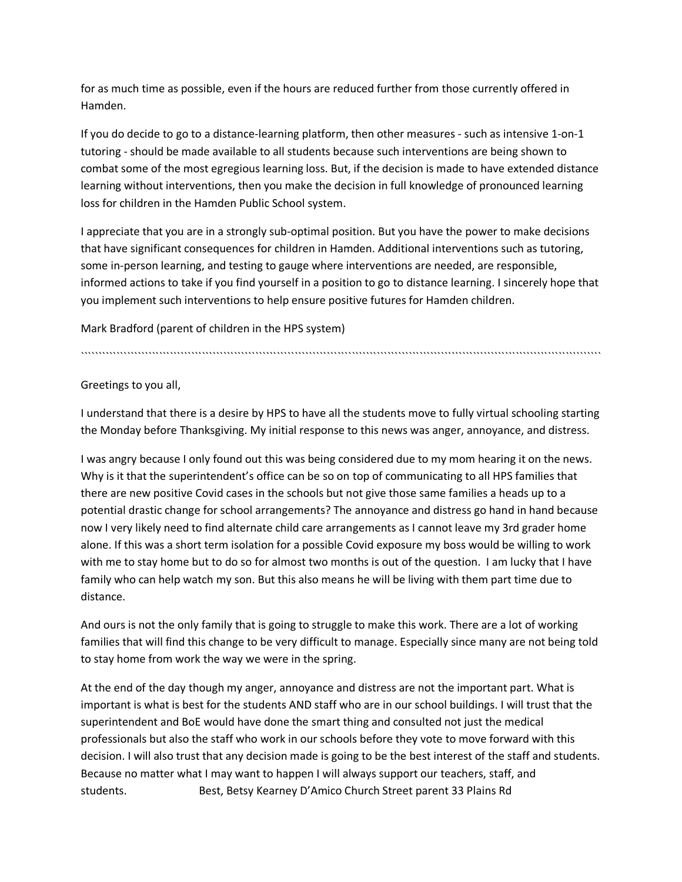for as much time as possible, even if the hours are reduced further from those currently offered in Hamden.

If you do decide to go to a distance-learning platform, then other measures - such as intensive 1-on-1 tutoring - should be made available to all students because such interventions are being shown to combat some of the most egregious learning loss. But, if the decision is made to have extended distance learning without interventions, then you make the decision in full knowledge of pronounced learning loss for children in the Hamden Public School system.

I appreciate that you are in a strongly sub-optimal position. But you have the power to make decisions that have significant consequences for children in Hamden. Additional interventions such as tutoring, some in-person learning, and testing to gauge where interventions are needed, are responsible, informed actions to take if you find yourself in a position to go to distance learning. I sincerely hope that you implement such interventions to help ensure positive futures for Hamden children.

Mark Bradford (parent of children in the HPS system)

``````````````````````````````````````````````````````````````````````````````````````````````````````````````````````````

Greetings to you all,

I understand that there is a desire by HPS to have all the students move to fully virtual schooling starting the Monday before Thanksgiving. My initial response to this news was anger, annoyance, and distress.

I was angry because I only found out this was being considered due to my mom hearing it on the news. Why is it that the superintendent's office can be so on top of communicating to all HPS families that there are new positive Covid cases in the schools but not give those same families a heads up to a potential drastic change for school arrangements? The annoyance and distress go hand in hand because now I very likely need to find alternate child care arrangements as I cannot leave my 3rd grader home alone. If this was a short term isolation for a possible Covid exposure my boss would be willing to work with me to stay home but to do so for almost two months is out of the question. I am lucky that I have family who can help watch my son. But this also means he will be living with them part time due to distance.

And ours is not the only family that is going to struggle to make this work. There are a lot of working families that will find this change to be very difficult to manage. Especially since many are not being told to stay home from work the way we were in the spring.

At the end of the day though my anger, annoyance and distress are not the important part. What is important is what is best for the students AND staff who are in our school buildings. I will trust that the superintendent and BoE would have done the smart thing and consulted not just the medical professionals but also the staff who work in our schools before they vote to move forward with this decision. I will also trust that any decision made is going to be the best interest of the staff and students. Because no matter what I may want to happen I will always support our teachers, staff, and students. Best, Betsy Kearney D'Amico Church Street parent 33 Plains Rd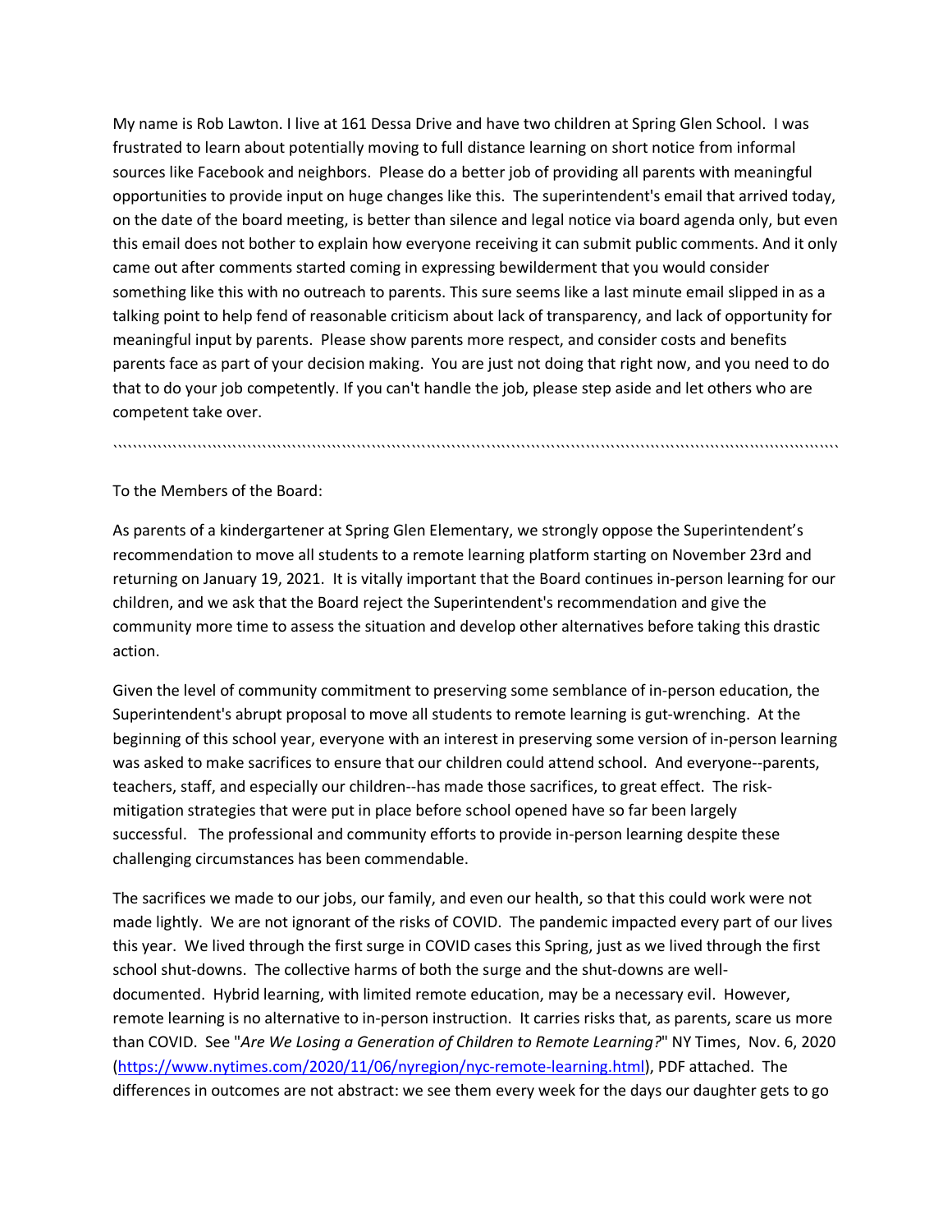My name is Rob Lawton. I live at 161 Dessa Drive and have two children at Spring Glen School. I was frustrated to learn about potentially moving to full distance learning on short notice from informal sources like Facebook and neighbors. Please do a better job of providing all parents with meaningful opportunities to provide input on huge changes like this. The superintendent's email that arrived today, on the date of the board meeting, is better than silence and legal notice via board agenda only, but even this email does not bother to explain how everyone receiving it can submit public comments. And it only came out after comments started coming in expressing bewilderment that you would consider something like this with no outreach to parents. This sure seems like a last minute email slipped in as a talking point to help fend of reasonable criticism about lack of transparency, and lack of opportunity for meaningful input by parents. Please show parents more respect, and consider costs and benefits parents face as part of your decision making. You are just not doing that right now, and you need to do that to do your job competently. If you can't handle the job, please step aside and let others who are competent take over.

````````````````````````````````````````````````````````````````````````````````````````````````````````````````````````````````````````````````````

To the Members of the Board:

As parents of a kindergartener at Spring Glen Elementary, we strongly oppose the Superintendent's recommendation to move all students to a remote learning platform starting on November 23rd and returning on January 19, 2021. It is vitally important that the Board continues in-person learning for our children, and we ask that the Board reject the Superintendent's recommendation and give the community more time to assess the situation and develop other alternatives before taking this drastic action.

Given the level of community commitment to preserving some semblance of in-person education, the Superintendent's abrupt proposal to move all students to remote learning is gut-wrenching. At the beginning of this school year, everyone with an interest in preserving some version of in-person learning was asked to make sacrifices to ensure that our children could attend school. And everyone--parents, teachers, staff, and especially our children--has made those sacrifices, to great effect. The risk-mitigation strategies that were put in place before school opened have so far been largely successful. The professional and community efforts to provide in-person learning despite these challenging circumstances has been commendable.

The sacrifices we made to our jobs, our family, and even our health, so that this could work were not made lightly. We are not ignorant of the risks of COVID. The pandemic impacted every part of our lives this year. We lived through the first surge in COVID cases this Spring, just as we lived through the first school shut-downs. The collective harms of both the surge and the shut-downs are well-documented. Hybrid learning, with limited remote education, may be a necessary evil. However, remote learning is no alternative to in-person instruction. It carries risks that, as parents, scare us more than COVID. See "*Are We Losing a Generation of Children to Remote Learning?*" NY Times, Nov. 6, 2020 (https://www.nytimes.com/2020/11/06/nyregion/nyc-remote-learning.html), PDF attached. The differences in outcomes are not abstract: we see them every week for the days our daughter gets to go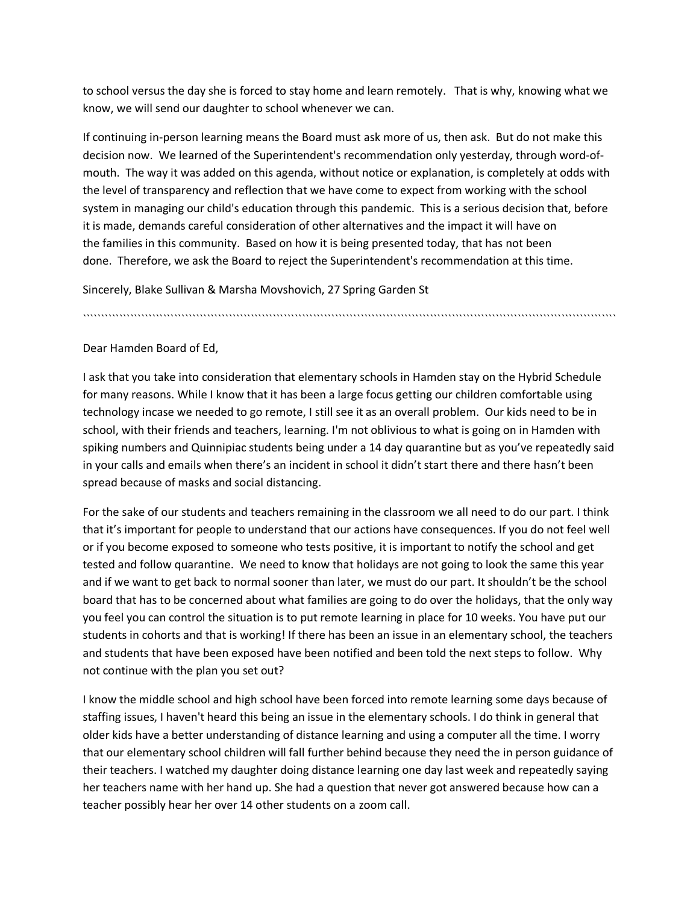to school versus the day she is forced to stay home and learn remotely. That is why, knowing what we know, we will send our daughter to school whenever we can.

If continuing in-person learning means the Board must ask more of us, then ask. But do not make this decision now. We learned of the Superintendent's recommendation only yesterday, through word-of-mouth. The way it was added on this agenda, without notice or explanation, is completely at odds with the level of transparency and reflection that we have come to expect from working with the school system in managing our child's education through this pandemic. This is a serious decision that, before it is made, demands careful consideration of other alternatives and the impact it will have on the families in this community. Based on how it is being presented today, that has not been done. Therefore, we ask the Board to reject the Superintendent's recommendation at this time.

Sincerely, Blake Sullivan & Marsha Movshovich, 27 Spring Garden St

``````````````````````````````````````````````````````````````````````````````````````````````````````````````````````````````````````````````````

Dear Hamden Board of Ed,

I ask that you take into consideration that elementary schools in Hamden stay on the Hybrid Schedule for many reasons. While I know that it has been a large focus getting our children comfortable using technology incase we needed to go remote, I still see it as an overall problem. Our kids need to be in school, with their friends and teachers, learning. I'm not oblivious to what is going on in Hamden with spiking numbers and Quinnipiac students being under a 14 day quarantine but as you've repeatedly said in your calls and emails when there's an incident in school it didn't start there and there hasn't been spread because of masks and social distancing.

For the sake of our students and teachers remaining in the classroom we all need to do our part. I think that it's important for people to understand that our actions have consequences. If you do not feel well or if you become exposed to someone who tests positive, it is important to notify the school and get tested and follow quarantine. We need to know that holidays are not going to look the same this year and if we want to get back to normal sooner than later, we must do our part. It shouldn't be the school board that has to be concerned about what families are going to do over the holidays, that the only way you feel you can control the situation is to put remote learning in place for 10 weeks. You have put our students in cohorts and that is working! If there has been an issue in an elementary school, the teachers and students that have been exposed have been notified and been told the next steps to follow. Why not continue with the plan you set out?

I know the middle school and high school have been forced into remote learning some days because of staffing issues, I haven't heard this being an issue in the elementary schools. I do think in general that older kids have a better understanding of distance learning and using a computer all the time. I worry that our elementary school children will fall further behind because they need the in person guidance of their teachers. I watched my daughter doing distance learning one day last week and repeatedly saying her teachers name with her hand up. She had a question that never got answered because how can a teacher possibly hear her over 14 other students on a zoom call.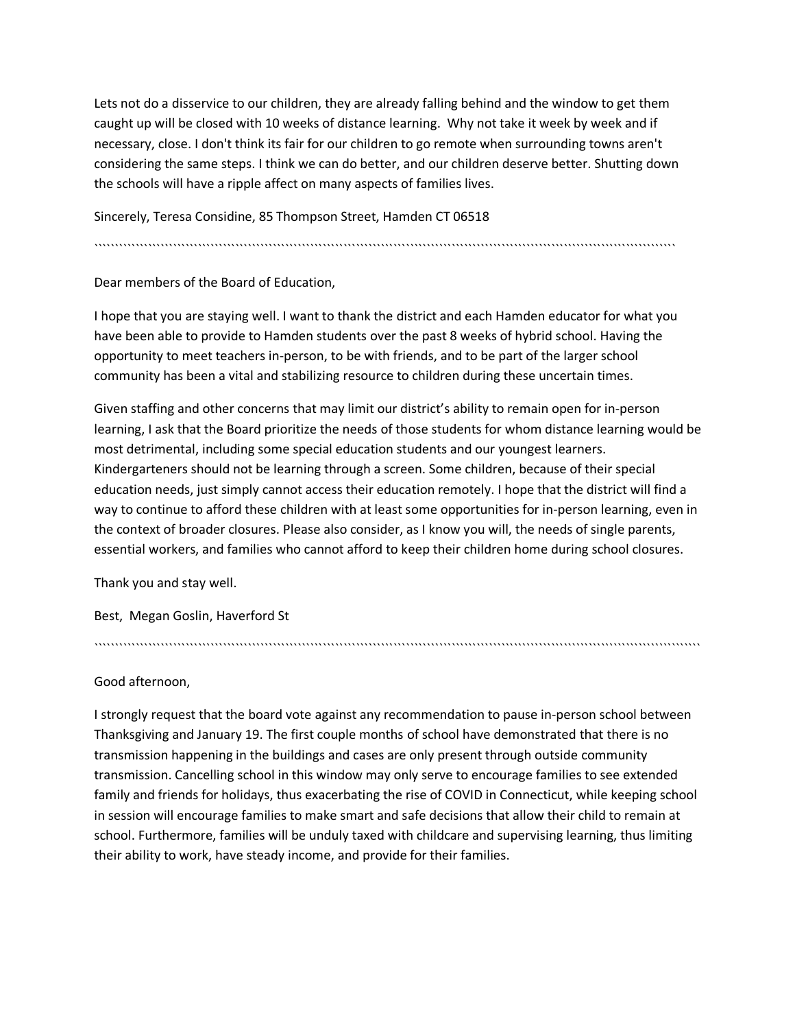Lets not do a disservice to our children, they are already falling behind and the window to get them caught up will be closed with 10 weeks of distance learning. Why not take it week by week and if necessary, close. I don't think its fair for our children to go remote when surrounding towns aren't considering the same steps. I think we can do better, and our children deserve better. Shutting down the schools will have a ripple affect on many aspects of families lives.

Sincerely, Teresa Considine, 85 Thompson Street, Hamden CT 06518

````````````````````````````````````````````````````````````````````````````````````````````````````````````````````````````````

Dear members of the Board of Education,

I hope that you are staying well. I want to thank the district and each Hamden educator for what you have been able to provide to Hamden students over the past 8 weeks of hybrid school. Having the opportunity to meet teachers in-person, to be with friends, and to be part of the larger school community has been a vital and stabilizing resource to children during these uncertain times.

Given staffing and other concerns that may limit our district's ability to remain open for in-person learning, I ask that the Board prioritize the needs of those students for whom distance learning would be most detrimental, including some special education students and our youngest learners. Kindergarteners should not be learning through a screen. Some children, because of their special education needs, just simply cannot access their education remotely. I hope that the district will find a way to continue to afford these children with at least some opportunities for in-person learning, even in the context of broader closures. Please also consider, as I know you will, the needs of single parents, essential workers, and families who cannot afford to keep their children home during school closures.

Thank you and stay well.

Best, Megan Goslin, Haverford St

````````````````````````````````````````````````````````````````````````````````````````````````````````````````````````````````

Good afternoon,

I strongly request that the board vote against any recommendation to pause in-person school between Thanksgiving and January 19. The first couple months of school have demonstrated that there is no transmission happening in the buildings and cases are only present through outside community transmission. Cancelling school in this window may only serve to encourage families to see extended family and friends for holidays, thus exacerbating the rise of COVID in Connecticut, while keeping school in session will encourage families to make smart and safe decisions that allow their child to remain at school. Furthermore, families will be unduly taxed with childcare and supervising learning, thus limiting their ability to work, have steady income, and provide for their families.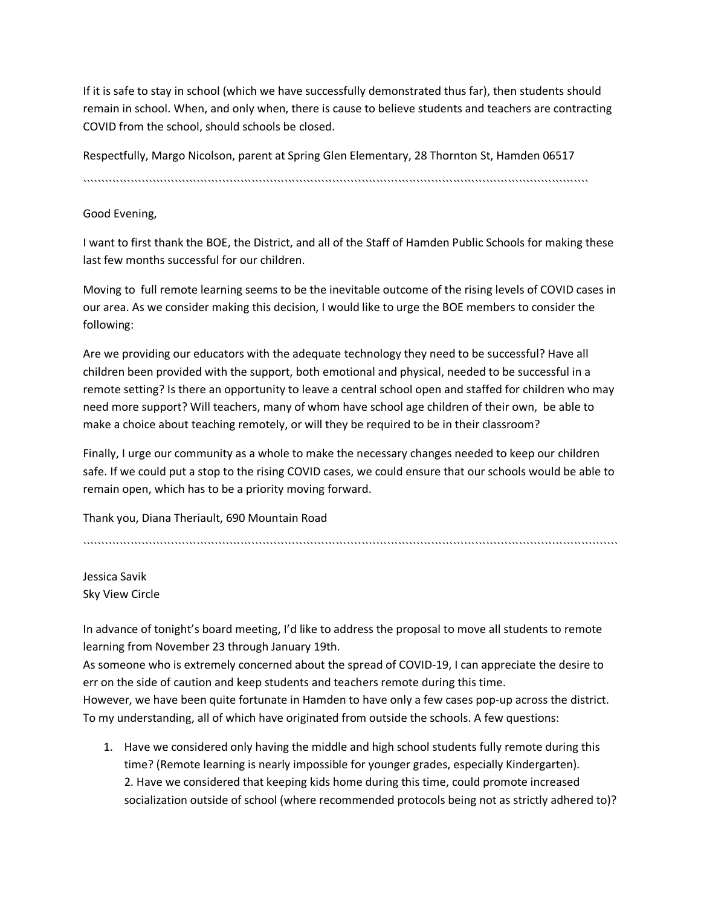If it is safe to stay in school (which we have successfully demonstrated thus far), then students should remain in school. When, and only when, there is cause to believe students and teachers are contracting COVID from the school, should schools be closed.

Respectfully, Margo Nicolson, parent at Spring Glen Elementary, 28 Thornton St, Hamden 06517

\`\`\`\`\`\`\`\`\`\`\`\`\`\`\`\`\`\`\`\`\`\`\`\`\`\`\`\`\`\`\`\`\`\`\`\`\`\`\`\`\`\`\`\`\`\`\`\`\`\`\`\`\`\`\`\`\`\`\`\`

Good Evening,

I want to first thank the BOE, the District, and all of the Staff of Hamden Public Schools for making these last few months successful for our children.

Moving to full remote learning seems to be the inevitable outcome of the rising levels of COVID cases in our area. As we consider making this decision, I would like to urge the BOE members to consider the following:

Are we providing our educators with the adequate technology they need to be successful? Have all children been provided with the support, both emotional and physical, needed to be successful in a remote setting? Is there an opportunity to leave a central school open and staffed for children who may need more support? Will teachers, many of whom have school age children of their own, be able to make a choice about teaching remotely, or will they be required to be in their classroom?

Finally, I urge our community as a whole to make the necessary changes needed to keep our children safe. If we could put a stop to the rising COVID cases, we could ensure that our schools would be able to remain open, which has to be a priority moving forward.

Thank you, Diana Theriault, 690 Mountain Road

\`\`\`\`\`\`\`\`\`\`\`\`\`\`\`\`\`\`\`\`\`\`\`\`\`\`\`\`\`\`\`\`\`\`\`\`\`\`\`\`\`\`\`\`\`\`\`\`\`\`\`\`\`\`\`\`\`\`\`\`

Jessica Savik
Sky View Circle

In advance of tonight's board meeting, I'd like to address the proposal to move all students to remote learning from November 23 through January 19th.
As someone who is extremely concerned about the spread of COVID-19, I can appreciate the desire to err on the side of caution and keep students and teachers remote during this time.
However, we have been quite fortunate in Hamden to have only a few cases pop-up across the district. To my understanding, all of which have originated from outside the schools. A few questions:

1. Have we considered only having the middle and high school students fully remote during this time? (Remote learning is nearly impossible for younger grades, especially Kindergarten).
2. Have we considered that keeping kids home during this time, could promote increased socialization outside of school (where recommended protocols being not as strictly adhered to)?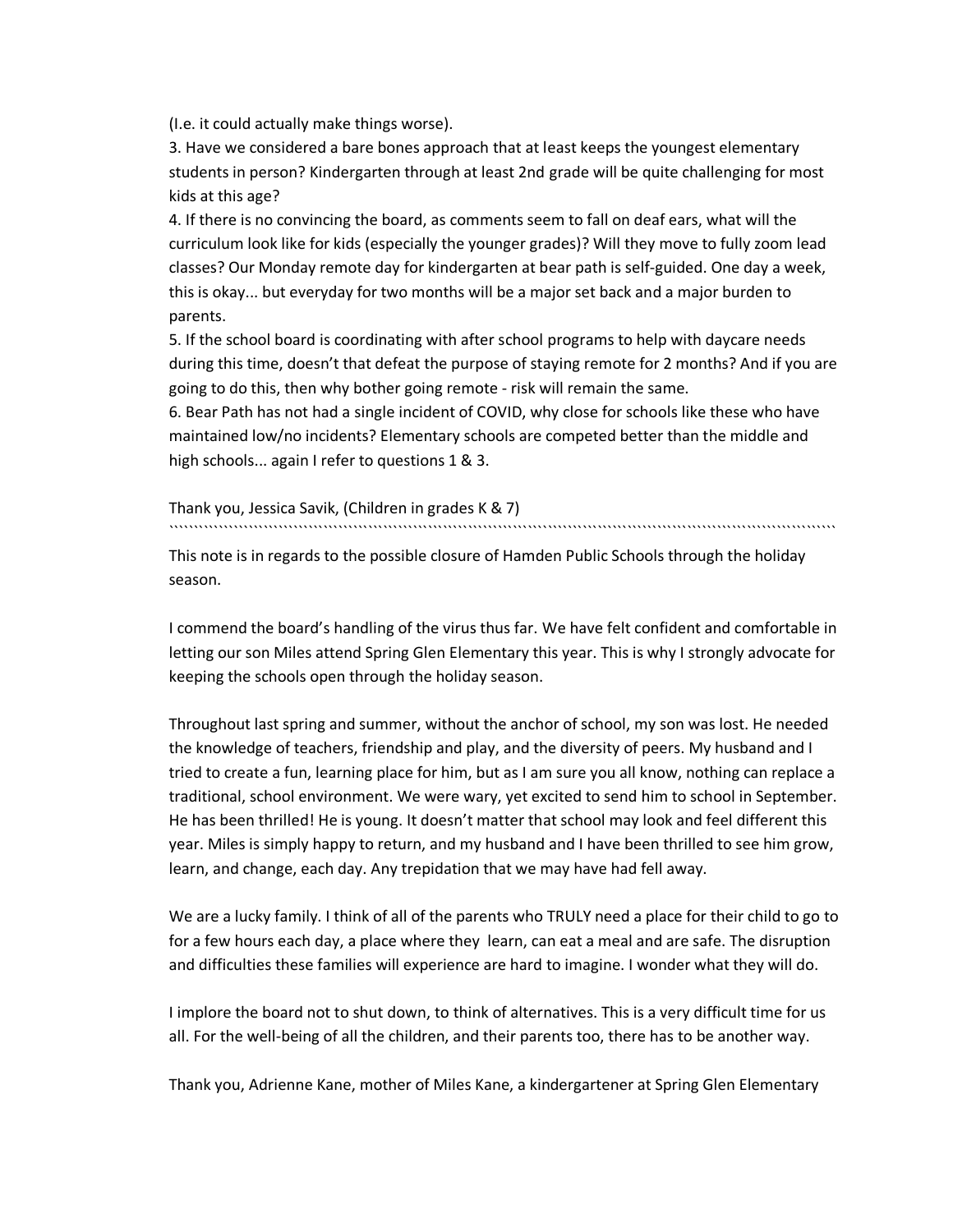(I.e. it could actually make things worse).

3. Have we considered a bare bones approach that at least keeps the youngest elementary students in person? Kindergarten through at least 2nd grade will be quite challenging for most kids at this age?

4. If there is no convincing the board, as comments seem to fall on deaf ears, what will the curriculum look like for kids (especially the younger grades)? Will they move to fully zoom lead classes? Our Monday remote day for kindergarten at bear path is self-guided. One day a week, this is okay... but everyday for two months will be a major set back and a major burden to parents.

5. If the school board is coordinating with after school programs to help with daycare needs during this time, doesn't that defeat the purpose of staying remote for 2 months? And if you are going to do this, then why bother going remote - risk will remain the same.

6. Bear Path has not had a single incident of COVID, why close for schools like these who have maintained low/no incidents? Elementary schools are competed better than the middle and high schools... again I refer to questions 1 & 3.

Thank you, Jessica Savik, (Children in grades K & 7)

``````````````````````````````````````````````````````````````````````````````````````````````````````````````````````````````````````````

This note is in regards to the possible closure of Hamden Public Schools through the holiday season.

I commend the board's handling of the virus thus far. We have felt confident and comfortable in letting our son Miles attend Spring Glen Elementary this year. This is why I strongly advocate for keeping the schools open through the holiday season.

Throughout last spring and summer, without the anchor of school, my son was lost. He needed the knowledge of teachers, friendship and play, and the diversity of peers. My husband and I tried to create a fun, learning place for him, but as I am sure you all know, nothing can replace a traditional, school environment. We were wary, yet excited to send him to school in September. He has been thrilled! He is young. It doesn't matter that school may look and feel different this year. Miles is simply happy to return, and my husband and I have been thrilled to see him grow, learn, and change, each day. Any trepidation that we may have had fell away.

We are a lucky family. I think of all of the parents who TRULY need a place for their child to go to for a few hours each day, a place where they learn, can eat a meal and are safe. The disruption and difficulties these families will experience are hard to imagine. I wonder what they will do.

I implore the board not to shut down, to think of alternatives. This is a very difficult time for us all. For the well-being of all the children, and their parents too, there has to be another way.

Thank you, Adrienne Kane, mother of Miles Kane, a kindergartener at Spring Glen Elementary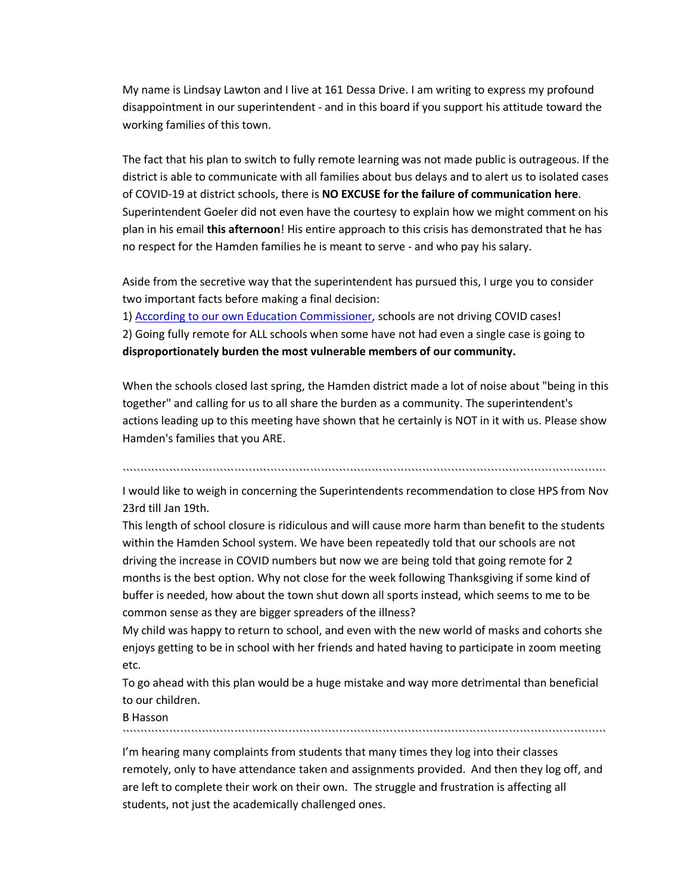My name is Lindsay Lawton and I live at 161 Dessa Drive. I am writing to express my profound disappointment in our superintendent - and in this board if you support his attitude toward the working families of this town.

The fact that his plan to switch to fully remote learning was not made public is outrageous. If the district is able to communicate with all families about bus delays and to alert us to isolated cases of COVID-19 at district schools, there is **NO EXCUSE for the failure of communication here**. Superintendent Goeler did not even have the courtesy to explain how we might comment on his plan in his email **this afternoon**! His entire approach to this crisis has demonstrated that he has no respect for the Hamden families he is meant to serve - and who pay his salary.

Aside from the secretive way that the superintendent has pursued this, I urge you to consider two important facts before making a final decision:

1) According to our own Education Commissioner, schools are not driving COVID cases!
2) Going fully remote for ALL schools when some have not had even a single case is going to **disproportionately burden the most vulnerable members of our community.**

When the schools closed last spring, the Hamden district made a lot of noise about "being in this together" and calling for us to all share the burden as a community. The superintendent's actions leading up to this meeting have shown that he certainly is NOT in it with us. Please show Hamden's families that you ARE.

``````````````````````````````````````````````````````````````````````````````````````````````````````````

I would like to weigh in concerning the Superintendents recommendation to close HPS from Nov 23rd till Jan 19th.

This length of school closure is ridiculous and will cause more harm than benefit to the students within the Hamden School system. We have been repeatedly told that our schools are not driving the increase in COVID numbers but now we are being told that going remote for 2 months is the best option. Why not close for the week following Thanksgiving if some kind of buffer is needed, how about the town shut down all sports instead, which seems to me to be common sense as they are bigger spreaders of the illness?

My child was happy to return to school, and even with the new world of masks and cohorts she enjoys getting to be in school with her friends and hated having to participate in zoom meeting etc.

To go ahead with this plan would be a huge mistake and way more detrimental than beneficial to our children.

B Hasson

``````````````````````````````````````````````````````````````````````````````````````````````````````````

I'm hearing many complaints from students that many times they log into their classes remotely, only to have attendance taken and assignments provided. And then they log off, and are left to complete their work on their own. The struggle and frustration is affecting all students, not just the academically challenged ones.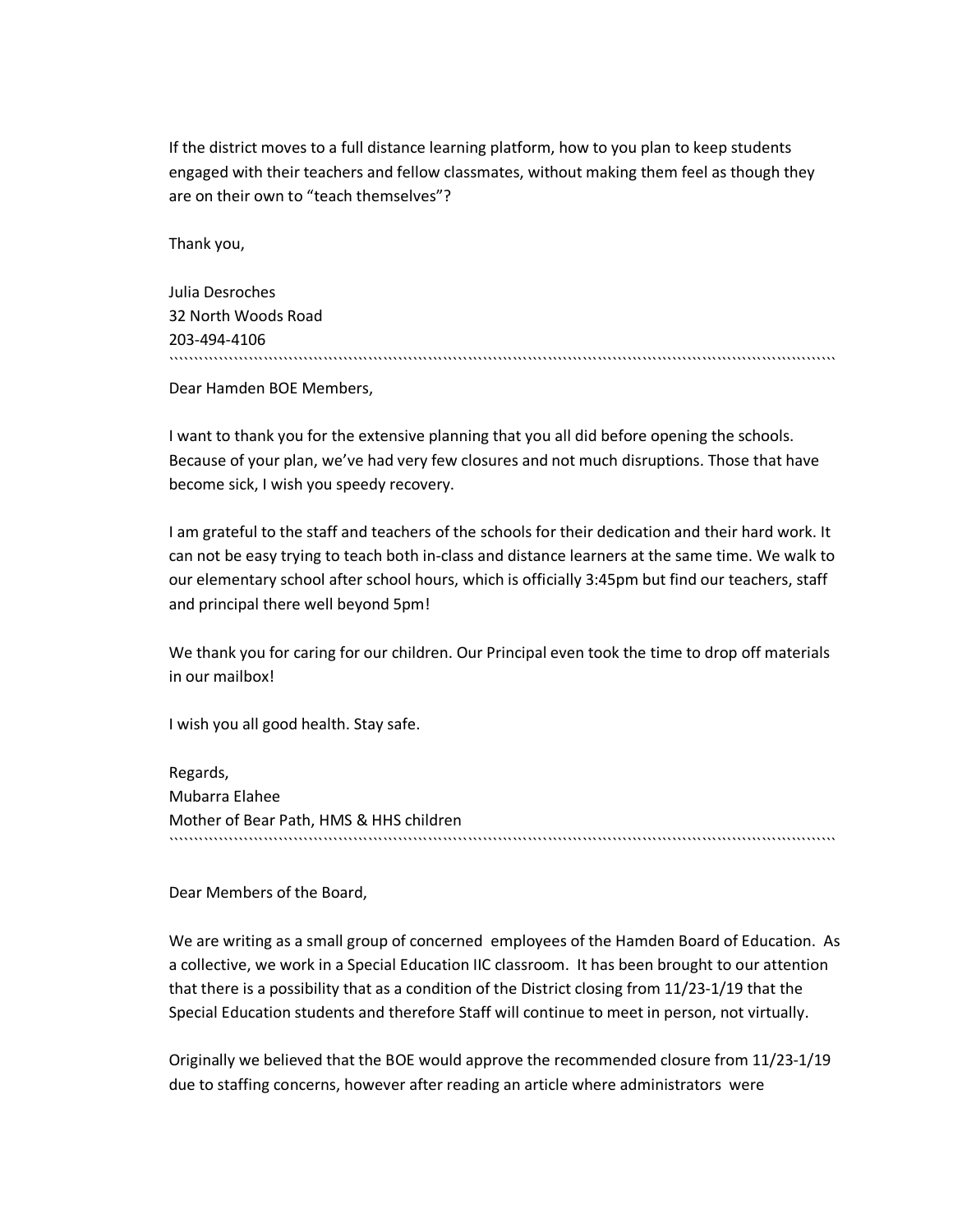If the district moves to a full distance learning platform, how to you plan to keep students engaged with their teachers and fellow classmates, without making them feel as though they are on their own to "teach themselves"?

Thank you,

Julia Desroches
32 North Woods Road
203-494-4106

````````````````````````````````````````````````````````````````````````````````````````````````````````````````````````````

Dear Hamden BOE Members,

I want to thank you for the extensive planning that you all did before opening the schools. Because of your plan, we've had very few closures and not much disruptions. Those that have become sick, I wish you speedy recovery.

I am grateful to the staff and teachers of the schools for their dedication and their hard work. It can not be easy trying to teach both in-class and distance learners at the same time. We walk to our elementary school after school hours, which is officially 3:45pm but find our teachers, staff and principal there well beyond 5pm!

We thank you for caring for our children. Our Principal even took the time to drop off materials in our mailbox!

I wish you all good health. Stay safe.

Regards,
Mubarra Elahee
Mother of Bear Path, HMS & HHS children

````````````````````````````````````````````````````````````````````````````````````````````````````````````````````````````

Dear Members of the Board,

We are writing as a small group of concerned employees of the Hamden Board of Education. As a collective, we work in a Special Education IIC classroom. It has been brought to our attention that there is a possibility that as a condition of the District closing from 11/23-1/19 that the Special Education students and therefore Staff will continue to meet in person, not virtually.

Originally we believed that the BOE would approve the recommended closure from 11/23-1/19 due to staffing concerns, however after reading an article where administrators were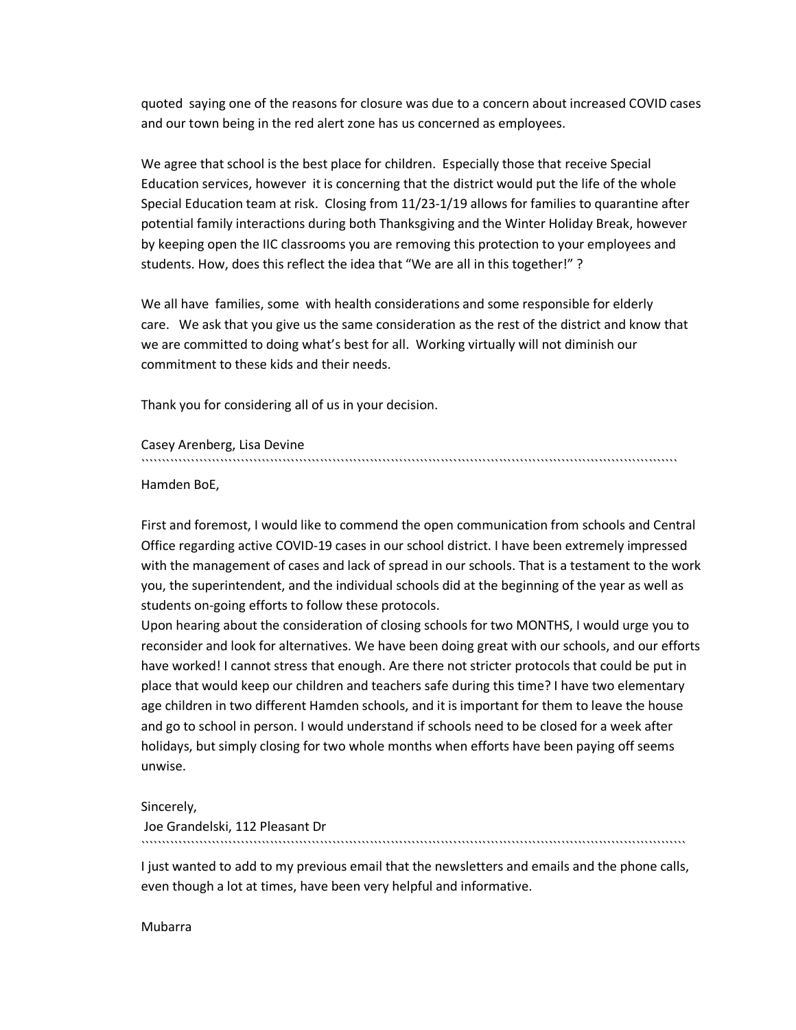quoted saying one of the reasons for closure was due to a concern about increased COVID cases and our town being in the red alert zone has us concerned as employees.

We agree that school is the best place for children. Especially those that receive Special Education services, however it is concerning that the district would put the life of the whole Special Education team at risk. Closing from 11/23-1/19 allows for families to quarantine after potential family interactions during both Thanksgiving and the Winter Holiday Break, however by keeping open the IIC classrooms you are removing this protection to your employees and students. How, does this reflect the idea that "We are all in this together!" ?

We all have families, some with health considerations and some responsible for elderly care. We ask that you give us the same consideration as the rest of the district and know that we are committed to doing what's best for all. Working virtually will not diminish our commitment to these kids and their needs.

Thank you for considering all of us in your decision.

Casey Arenberg, Lisa Devine

````````````````````````````````````````````````````````````````````````````````````````````````````````````````````````````````````

Hamden BoE,

First and foremost, I would like to commend the open communication from schools and Central Office regarding active COVID-19 cases in our school district. I have been extremely impressed with the management of cases and lack of spread in our schools. That is a testament to the work you, the superintendent, and the individual schools did at the beginning of the year as well as students on-going efforts to follow these protocols.

Upon hearing about the consideration of closing schools for two MONTHS, I would urge you to reconsider and look for alternatives. We have been doing great with our schools, and our efforts have worked! I cannot stress that enough. Are there not stricter protocols that could be put in place that would keep our children and teachers safe during this time? I have two elementary age children in two different Hamden schools, and it is important for them to leave the house and go to school in person. I would understand if schools need to be closed for a week after holidays, but simply closing for two whole months when efforts have been paying off seems unwise.

Sincerely,

Joe Grandelski, 112 Pleasant Dr

````````````````````````````````````````````````````````````````````````````````````````````````````````````````````````````````````

I just wanted to add to my previous email that the newsletters and emails and the phone calls, even though a lot at times, have been very helpful and informative.

Mubarra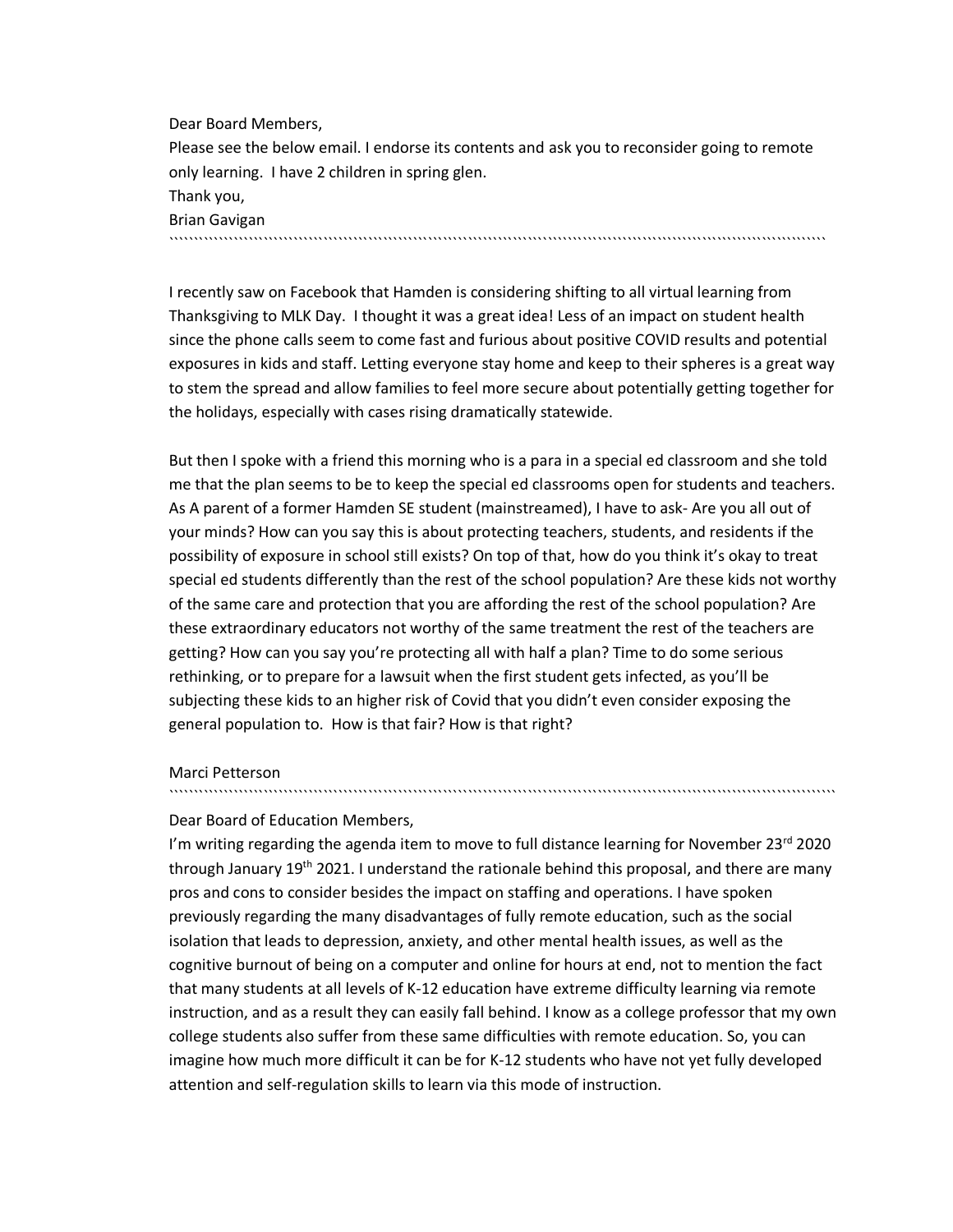Dear Board Members,

Please see the below email. I endorse its contents and ask you to reconsider going to remote only learning. I have 2 children in spring glen.

Thank you,

Brian Gavigan

````````````````````````````````````````````````````````````````````````````````````````````````````````````

I recently saw on Facebook that Hamden is considering shifting to all virtual learning from Thanksgiving to MLK Day. I thought it was a great idea! Less of an impact on student health since the phone calls seem to come fast and furious about positive COVID results and potential exposures in kids and staff. Letting everyone stay home and keep to their spheres is a great way to stem the spread and allow families to feel more secure about potentially getting together for the holidays, especially with cases rising dramatically statewide.

But then I spoke with a friend this morning who is a para in a special ed classroom and she told me that the plan seems to be to keep the special ed classrooms open for students and teachers. As A parent of a former Hamden SE student (mainstreamed), I have to ask- Are you all out of your minds? How can you say this is about protecting teachers, students, and residents if the possibility of exposure in school still exists? On top of that, how do you think it's okay to treat special ed students differently than the rest of the school population? Are these kids not worthy of the same care and protection that you are affording the rest of the school population? Are these extraordinary educators not worthy of the same treatment the rest of the teachers are getting? How can you say you're protecting all with half a plan? Time to do some serious rethinking, or to prepare for a lawsuit when the first student gets infected, as you'll be subjecting these kids to an higher risk of Covid that you didn't even consider exposing the general population to. How is that fair? How is that right?

Marci Petterson

````````````````````````````````````````````````````````````````````````````````````````````````````````````

Dear Board of Education Members,

I'm writing regarding the agenda item to move to full distance learning for November 23rd 2020 through January 19th 2021. I understand the rationale behind this proposal, and there are many pros and cons to consider besides the impact on staffing and operations. I have spoken previously regarding the many disadvantages of fully remote education, such as the social isolation that leads to depression, anxiety, and other mental health issues, as well as the cognitive burnout of being on a computer and online for hours at end, not to mention the fact that many students at all levels of K-12 education have extreme difficulty learning via remote instruction, and as a result they can easily fall behind. I know as a college professor that my own college students also suffer from these same difficulties with remote education. So, you can imagine how much more difficult it can be for K-12 students who have not yet fully developed attention and self-regulation skills to learn via this mode of instruction.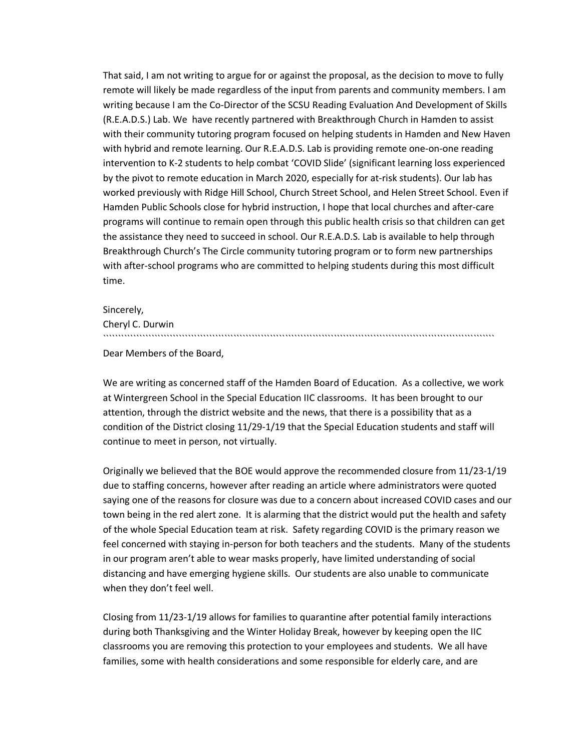That said, I am not writing to argue for or against the proposal, as the decision to move to fully remote will likely be made regardless of the input from parents and community members. I am writing because I am the Co-Director of the SCSU Reading Evaluation And Development of Skills (R.E.A.D.S.) Lab. We have recently partnered with Breakthrough Church in Hamden to assist with their community tutoring program focused on helping students in Hamden and New Haven with hybrid and remote learning. Our R.E.A.D.S. Lab is providing remote one-on-one reading intervention to K-2 students to help combat 'COVID Slide' (significant learning loss experienced by the pivot to remote education in March 2020, especially for at-risk students). Our lab has worked previously with Ridge Hill School, Church Street School, and Helen Street School. Even if Hamden Public Schools close for hybrid instruction, I hope that local churches and after-care programs will continue to remain open through this public health crisis so that children can get the assistance they need to succeed in school. Our R.E.A.D.S. Lab is available to help through Breakthrough Church's The Circle community tutoring program or to form new partnerships with after-school programs who are committed to helping students during this most difficult time.

Sincerely,
Cheryl C. Durwin

````````````````````````````````````````````````````````````````````````````````````````````````````````````

Dear Members of the Board,

We are writing as concerned staff of the Hamden Board of Education. As a collective, we work at Wintergreen School in the Special Education IIC classrooms. It has been brought to our attention, through the district website and the news, that there is a possibility that as a condition of the District closing 11/29-1/19 that the Special Education students and staff will continue to meet in person, not virtually.

Originally we believed that the BOE would approve the recommended closure from 11/23-1/19 due to staffing concerns, however after reading an article where administrators were quoted saying one of the reasons for closure was due to a concern about increased COVID cases and our town being in the red alert zone. It is alarming that the district would put the health and safety of the whole Special Education team at risk. Safety regarding COVID is the primary reason we feel concerned with staying in-person for both teachers and the students. Many of the students in our program aren't able to wear masks properly, have limited understanding of social distancing and have emerging hygiene skills. Our students are also unable to communicate when they don't feel well.

Closing from 11/23-1/19 allows for families to quarantine after potential family interactions during both Thanksgiving and the Winter Holiday Break, however by keeping open the IIC classrooms you are removing this protection to your employees and students. We all have families, some with health considerations and some responsible for elderly care, and are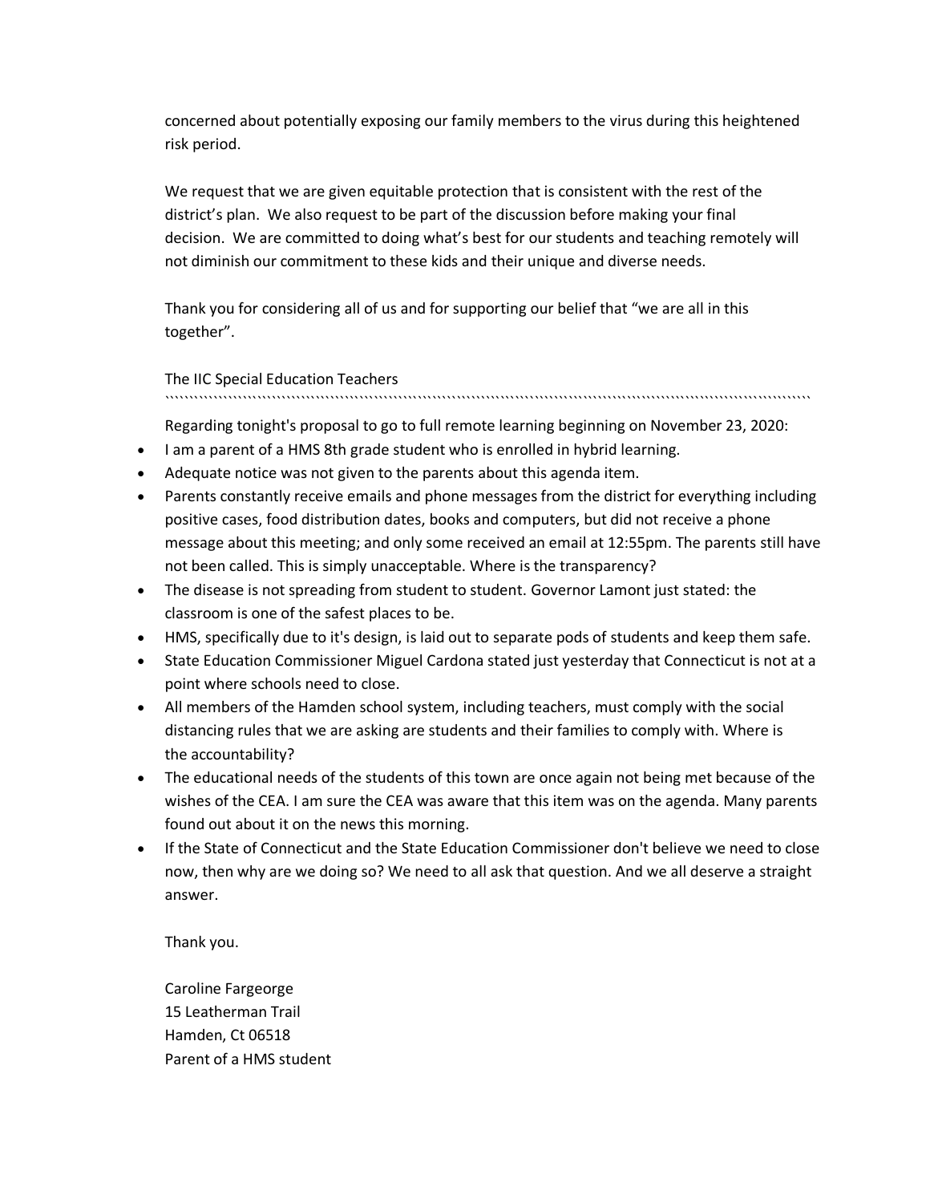concerned about potentially exposing our family members to the virus during this heightened risk period.

We request that we are given equitable protection that is consistent with the rest of the district's plan. We also request to be part of the discussion before making your final decision. We are committed to doing what's best for our students and teaching remotely will not diminish our commitment to these kids and their unique and diverse needs.

Thank you for considering all of us and for supporting our belief that "we are all in this together".

The IIC Special Education Teachers

```````````````````````````````````````````````````````````````````````````````````````````````````````````````````````

Regarding tonight's proposal to go to full remote learning beginning on November 23, 2020:

- I am a parent of a HMS 8th grade student who is enrolled in hybrid learning.
- Adequate notice was not given to the parents about this agenda item.
- Parents constantly receive emails and phone messages from the district for everything including positive cases, food distribution dates, books and computers, but did not receive a phone message about this meeting; and only some received an email at 12:55pm. The parents still have not been called. This is simply unacceptable. Where is the transparency?
- The disease is not spreading from student to student. Governor Lamont just stated: the classroom is one of the safest places to be.
- HMS, specifically due to it's design, is laid out to separate pods of students and keep them safe.
- State Education Commissioner Miguel Cardona stated just yesterday that Connecticut is not at a point where schools need to close.
- All members of the Hamden school system, including teachers, must comply with the social distancing rules that we are asking are students and their families to comply with. Where is the accountability?
- The educational needs of the students of this town are once again not being met because of the wishes of the CEA. I am sure the CEA was aware that this item was on the agenda. Many parents found out about it on the news this morning.
- If the State of Connecticut and the State Education Commissioner don't believe we need to close now, then why are we doing so? We need to all ask that question. And we all deserve a straight answer.

Thank you.

Caroline Fargeorge
15 Leatherman Trail
Hamden, Ct 06518
Parent of a HMS student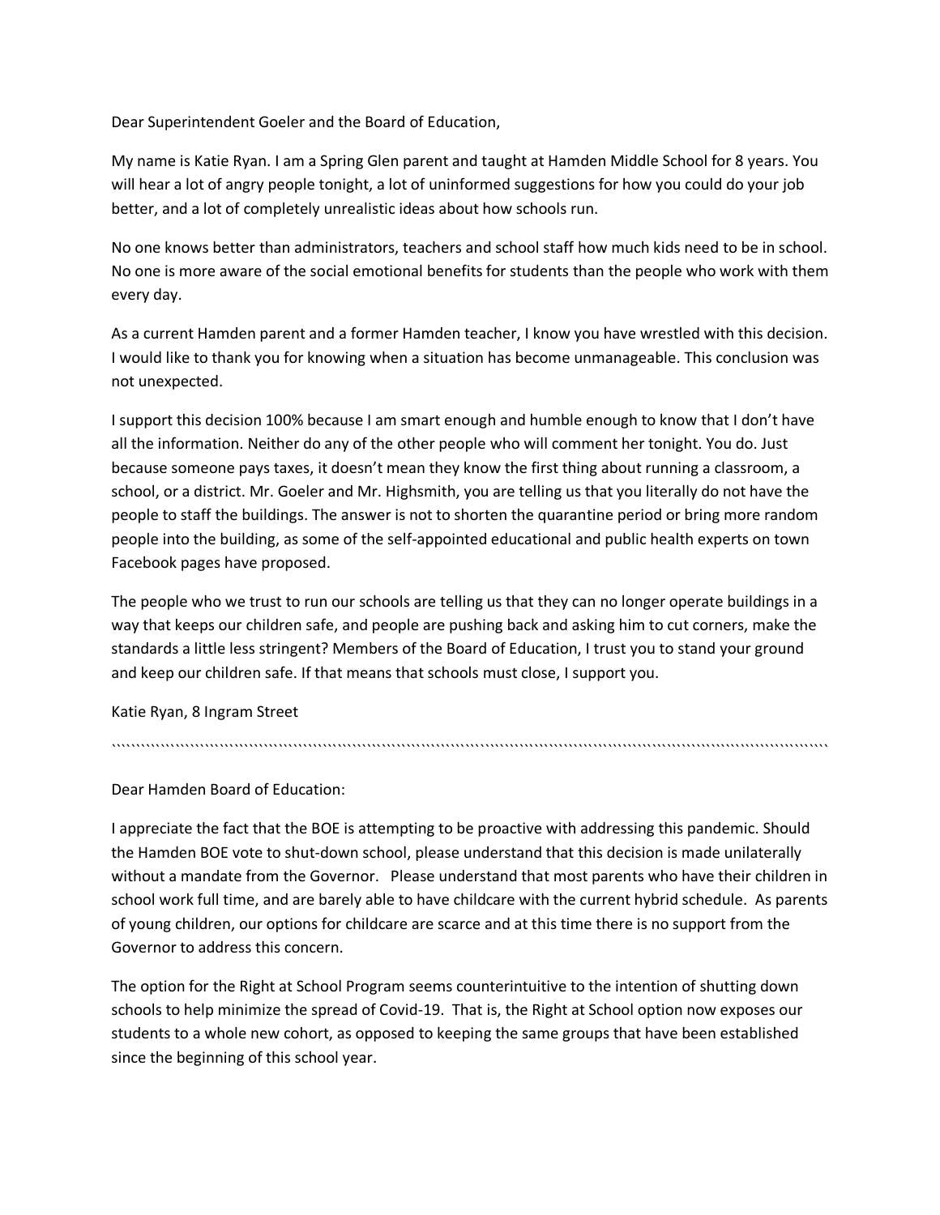Dear Superintendent Goeler and the Board of Education,

My name is Katie Ryan. I am a Spring Glen parent and taught at Hamden Middle School for 8 years. You will hear a lot of angry people tonight, a lot of uninformed suggestions for how you could do your job better, and a lot of completely unrealistic ideas about how schools run.

No one knows better than administrators, teachers and school staff how much kids need to be in school. No one is more aware of the social emotional benefits for students than the people who work with them every day.

As a current Hamden parent and a former Hamden teacher, I know you have wrestled with this decision. I would like to thank you for knowing when a situation has become unmanageable. This conclusion was not unexpected.

I support this decision 100% because I am smart enough and humble enough to know that I don't have all the information. Neither do any of the other people who will comment her tonight. You do. Just because someone pays taxes, it doesn't mean they know the first thing about running a classroom, a school, or a district. Mr. Goeler and Mr. Highsmith, you are telling us that you literally do not have the people to staff the buildings. The answer is not to shorten the quarantine period or bring more random people into the building, as some of the self-appointed educational and public health experts on town Facebook pages have proposed.

The people who we trust to run our schools are telling us that they can no longer operate buildings in a way that keeps our children safe, and people are pushing back and asking him to cut corners, make the standards a little less stringent? Members of the Board of Education, I trust you to stand your ground and keep our children safe. If that means that schools must close, I support you.

Katie Ryan, 8 Ingram Street

````````````````````````````````````````````````````````````````````````````````````````````````````````````````````````````````````````````````````

Dear Hamden Board of Education:

I appreciate the fact that the BOE is attempting to be proactive with addressing this pandemic. Should the Hamden BOE vote to shut-down school, please understand that this decision is made unilaterally without a mandate from the Governor. Please understand that most parents who have their children in school work full time, and are barely able to have childcare with the current hybrid schedule. As parents of young children, our options for childcare are scarce and at this time there is no support from the Governor to address this concern.

The option for the Right at School Program seems counterintuitive to the intention of shutting down schools to help minimize the spread of Covid-19. That is, the Right at School option now exposes our students to a whole new cohort, as opposed to keeping the same groups that have been established since the beginning of this school year.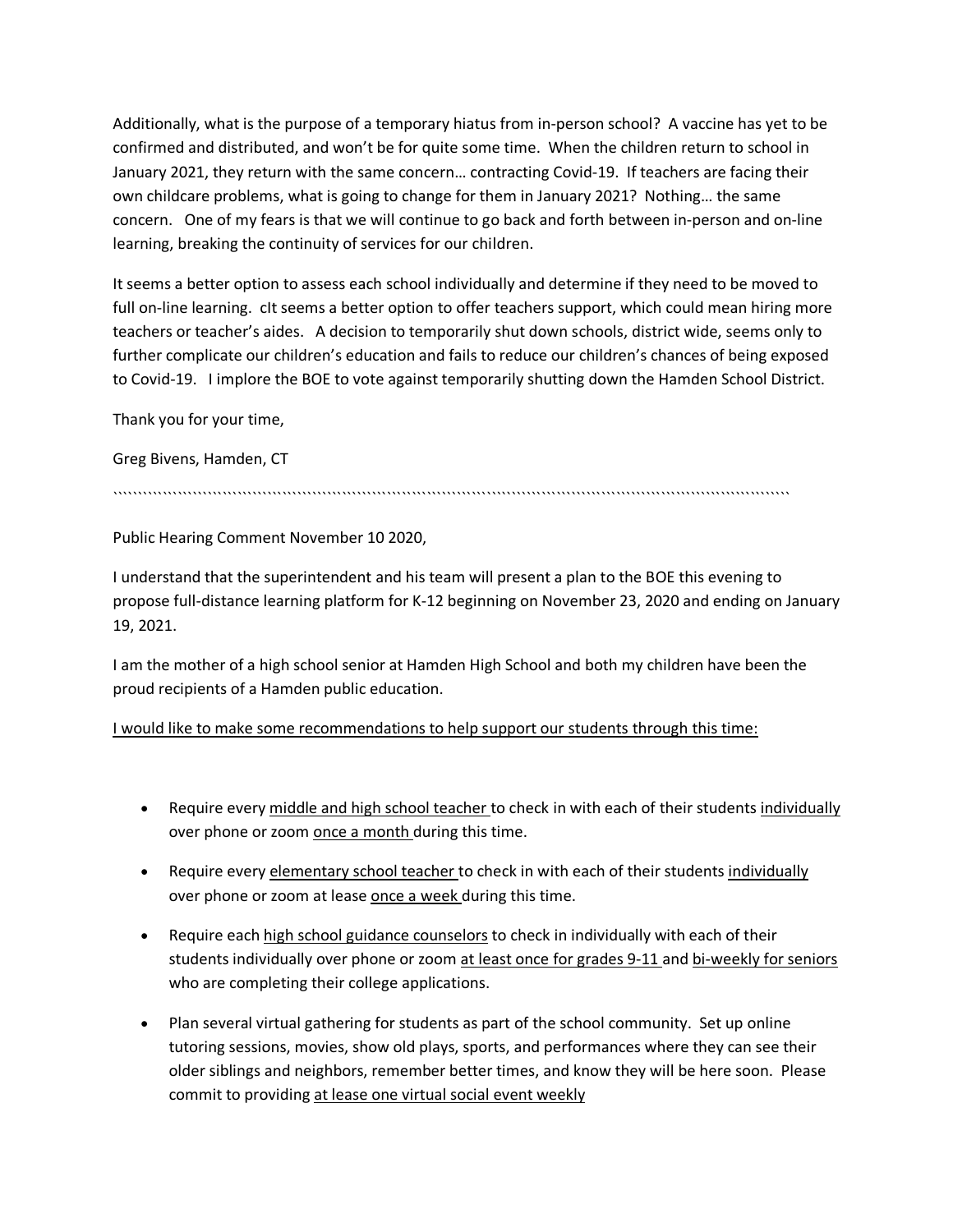Additionally, what is the purpose of a temporary hiatus from in-person school? A vaccine has yet to be confirmed and distributed, and won't be for quite some time. When the children return to school in January 2021, they return with the same concern… contracting Covid-19. If teachers are facing their own childcare problems, what is going to change for them in January 2021? Nothing… the same concern. One of my fears is that we will continue to go back and forth between in-person and on-line learning, breaking the continuity of services for our children.

It seems a better option to assess each school individually and determine if they need to be moved to full on-line learning. cIt seems a better option to offer teachers support, which could mean hiring more teachers or teacher's aides. A decision to temporarily shut down schools, district wide, seems only to further complicate our children's education and fails to reduce our children's chances of being exposed to Covid-19. I implore the BOE to vote against temporarily shutting down the Hamden School District.

Thank you for your time,

Greg Bivens, Hamden, CT

````````````````````````````````````````````````````````````````````````````````````````````````````````````````````````````````

Public Hearing Comment November 10 2020,

I understand that the superintendent and his team will present a plan to the BOE this evening to propose full-distance learning platform for K-12 beginning on November 23, 2020 and ending on January 19, 2021.

I am the mother of a high school senior at Hamden High School and both my children have been the proud recipients of a Hamden public education.

<u>I would like to make some recommendations to help support our students through this time:</u>

- Require every <u>middle and high school teacher</u> to check in with each of their students <u>individually</u> over phone or zoom <u>once a month</u> during this time.
- Require every <u>elementary school teacher</u> to check in with each of their students <u>individually</u> over phone or zoom at lease <u>once a week</u> during this time.
- Require each <u>high school guidance counselors</u> to check in individually with each of their students individually over phone or zoom <u>at least once for grades 9-11</u> and <u>bi-weekly for seniors</u> who are completing their college applications.
- Plan several virtual gathering for students as part of the school community. Set up online tutoring sessions, movies, show old plays, sports, and performances where they can see their older siblings and neighbors, remember better times, and know they will be here soon. Please commit to providing <u>at lease one virtual social event weekly</u>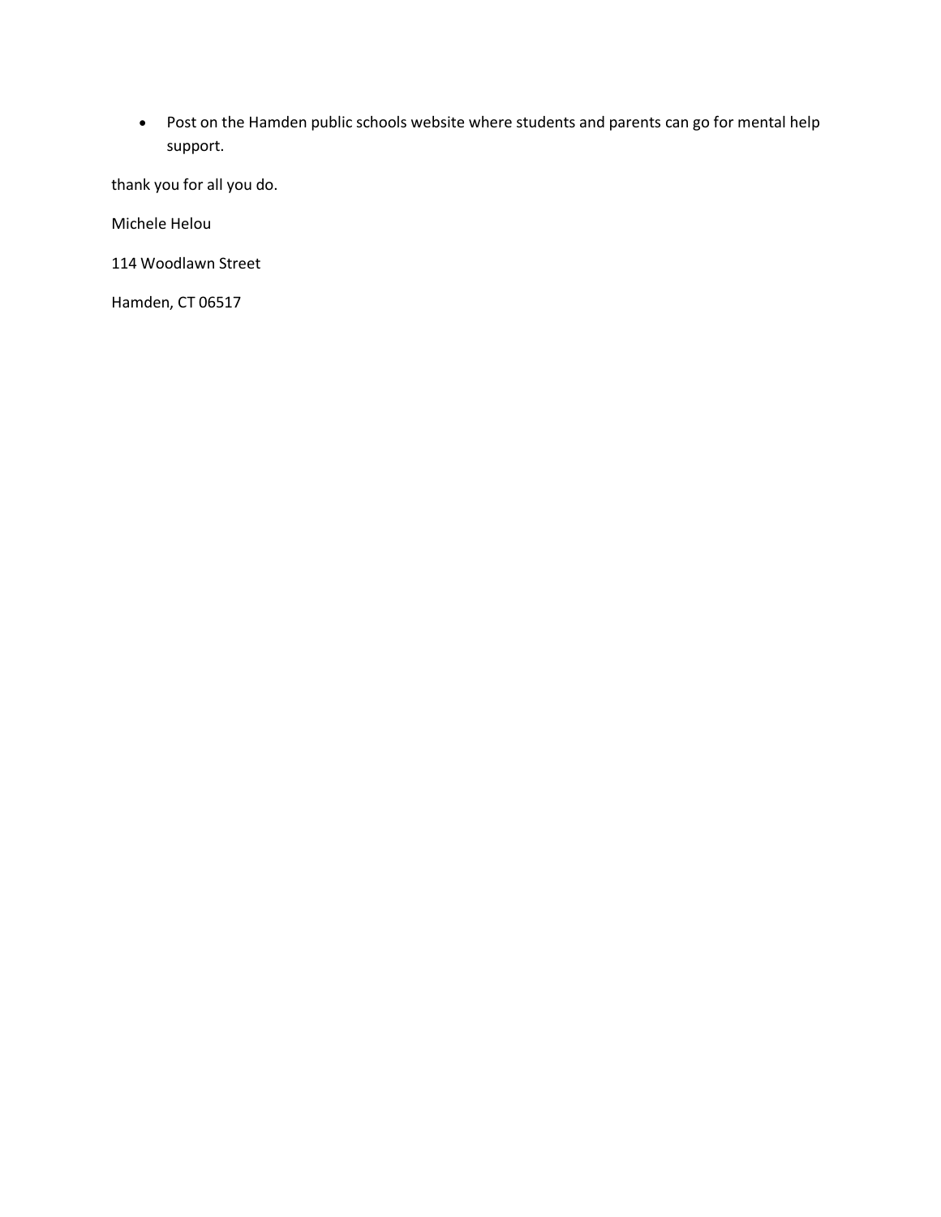- Post on the Hamden public schools website where students and parents can go for mental help support.

thank you for all you do.

Michele Helou

114 Woodlawn Street

Hamden, CT 06517